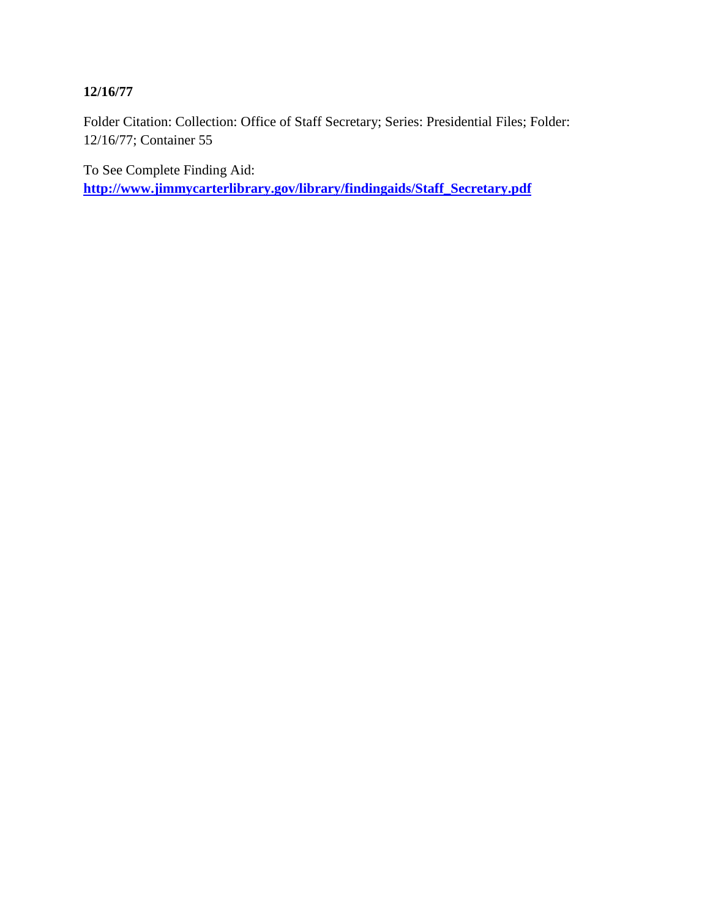**12/16/77**

Folder Citation: Collection: Office of Staff Secretary; Series: Presidential Files; Folder: 12/16/77; Container 55

To See Complete Finding Aid:
**http://www.jimmycarterlibrary.gov/library/findingaids/Staff_Secretary.pdf**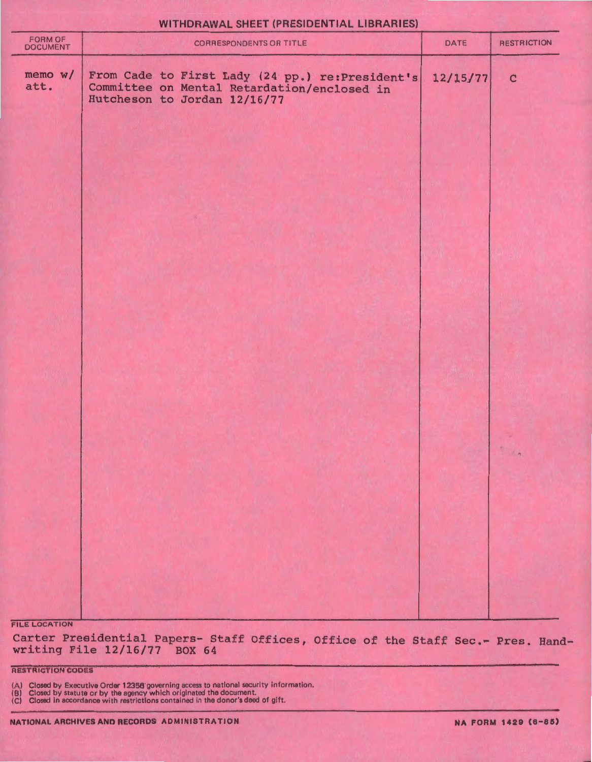# WITHDRAWAL SHEET (PRESIDENTIAL LIBRARIES)

| FORM OF DOCUMENT | CORRESPONDENTS OR TITLE | DATE | RESTRICTION |
|---|---|---|---|
| memo w/ att. | From Cade to First Lady (24 pp.) re:President's Committee on Mental Retardation/enclosed in Hutcheson to Jordan 12/16/77 | 12/15/77 | C |

**FILE LOCATION**

Carter Presidential Papers- Staff Offices, Office of the Staff Sec.- Pres. Handwriting File 12/16/77 BOX 64

**RESTRICTION CODES**

(A) Closed by Executive Order 12356 governing access to national security information.
(B) Closed by statute or by the agency which originated the document.
(C) Closed in accordance with restrictions contained in the donor's deed of gift.

NATIONAL ARCHIVES AND RECORDS ADMINISTRATION — NA FORM 1429 (6-85)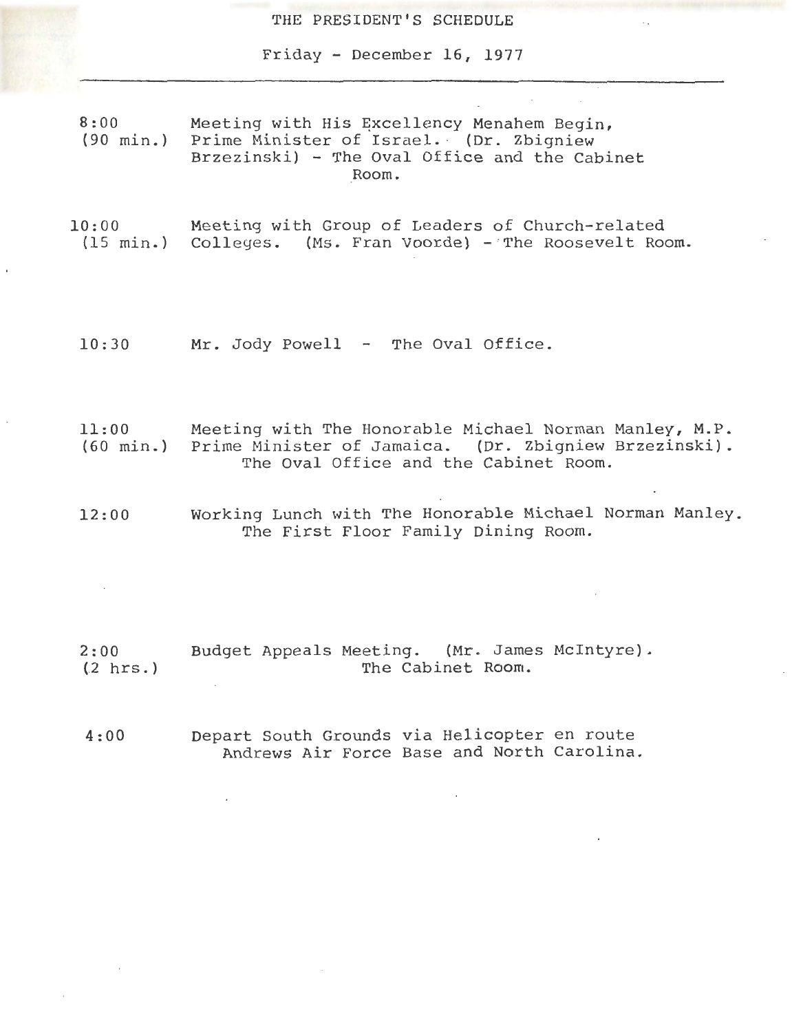# THE PRESIDENT'S SCHEDULE

Friday - December 16, 1977

---

8:00 (90 min.) — Meeting with His Excellency Menahem Begin, Prime Minister of Israel. (Dr. Zbigniew Brzezinski) - The Oval Office and the Cabinet Room.

10:00 (15 min.) — Meeting with Group of Leaders of Church-related Colleges. (Ms. Fran Voorde) - The Roosevelt Room.

10:30 — Mr. Jody Powell - The Oval Office.

11:00 (60 min.) — Meeting with The Honorable Michael Norman Manley, M.P. Prime Minister of Jamaica. (Dr. Zbigniew Brzezinski). The Oval Office and the Cabinet Room.

12:00 — Working Lunch with The Honorable Michael Norman Manley. The First Floor Family Dining Room.

2:00 (2 hrs.) — Budget Appeals Meeting. (Mr. James McIntyre). The Cabinet Room.

4:00 — Depart South Grounds via Helicopter en route Andrews Air Force Base and North Carolina.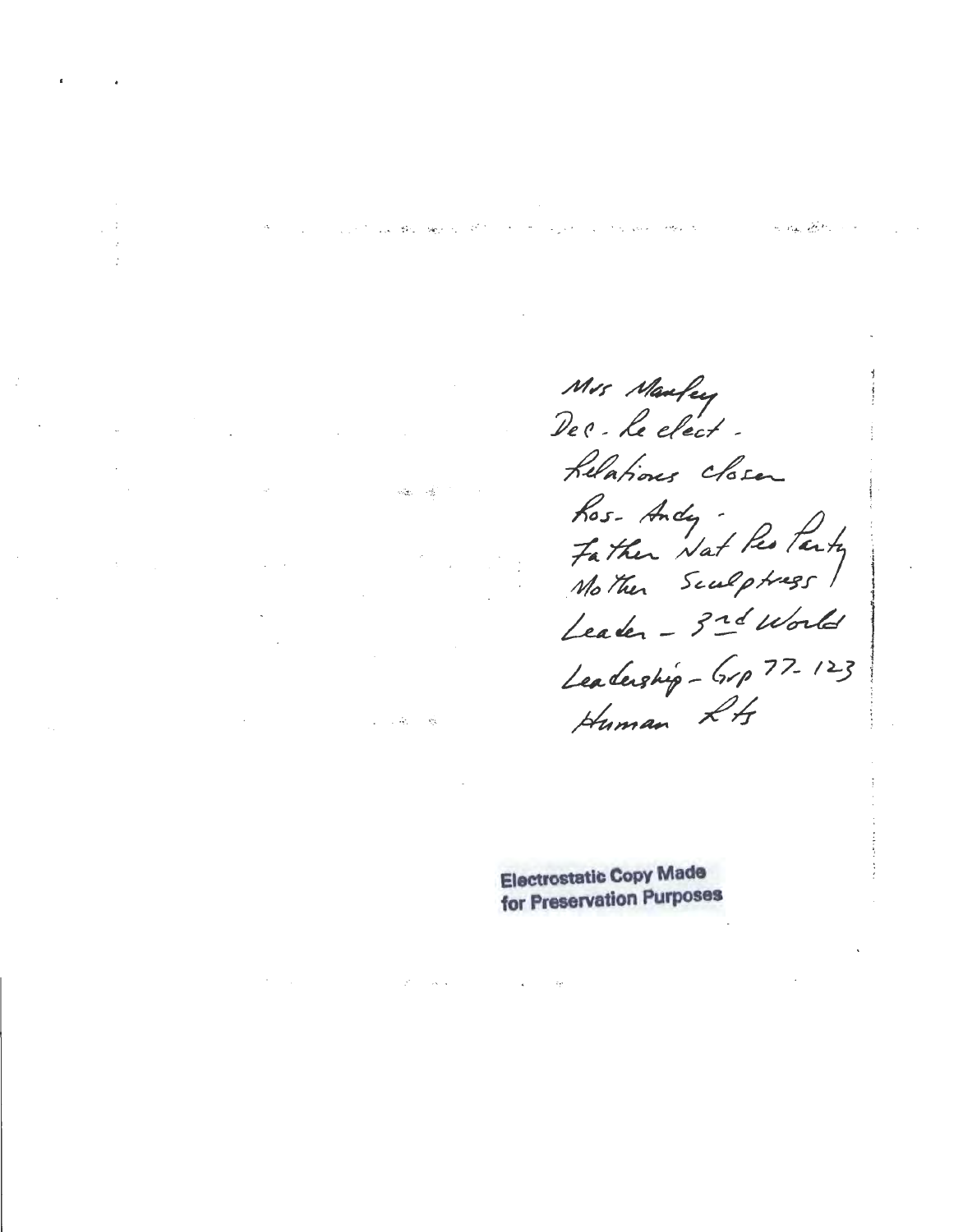Mrs Manley
Dec. Re elect.
Relations closer
Ros- Andy.
Father Nat Peo Party
Mother Sculptress
Leader - 3rd World
Leadership - Grp 77- 123
Human Rts

Electrostatic Copy Made for Preservation Purposes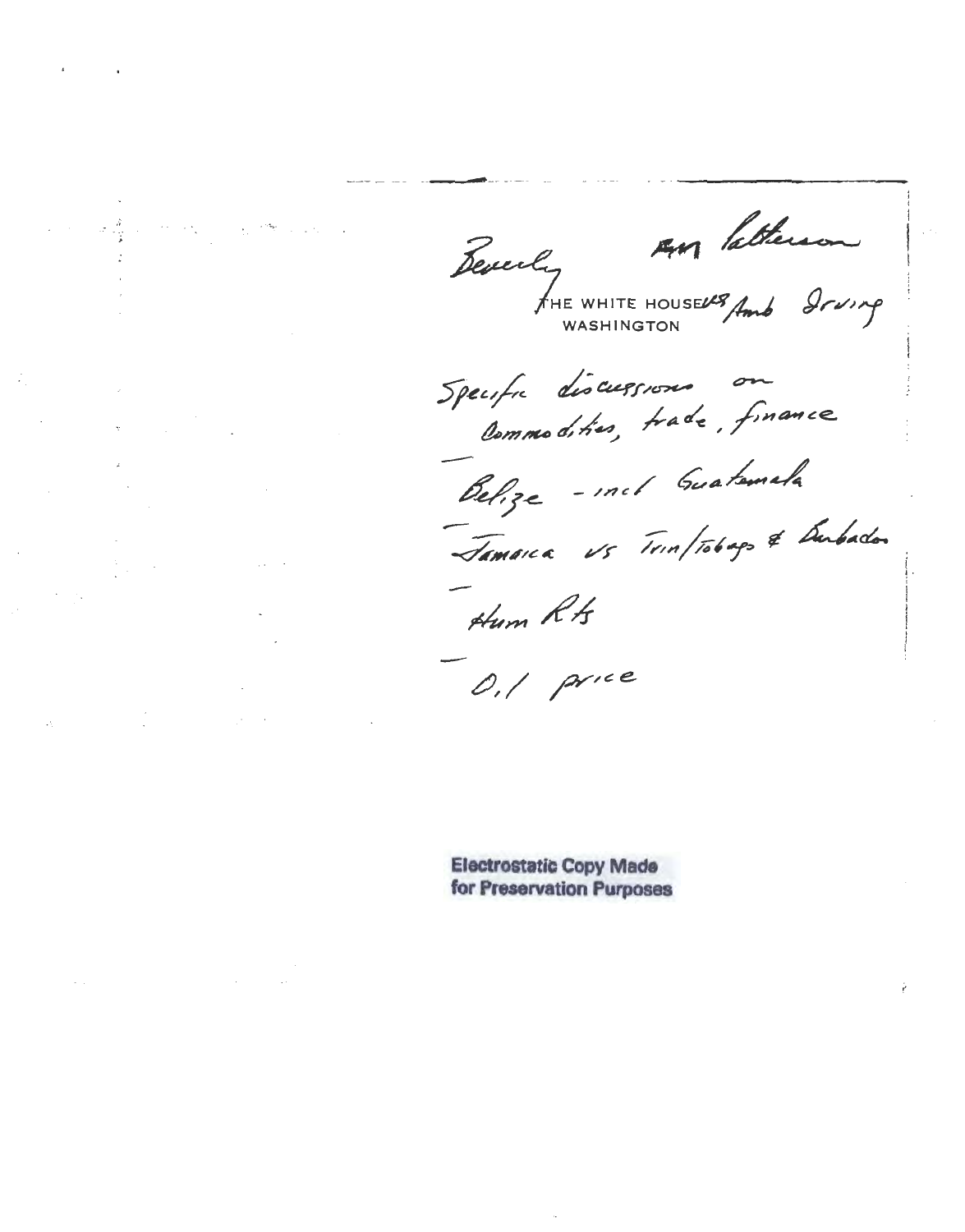Beverly    Am Patterson

THE WHITE HOUSE US Amb Irving
WASHINGTON

Specific discussions on
Commodities, trade, finance

— Belize - incl Guatemala

— Jamaica vs Trin/Tobago & Barbados

— Hum Rts

— Oil price

Electrostatic Copy Made
for Preservation Purposes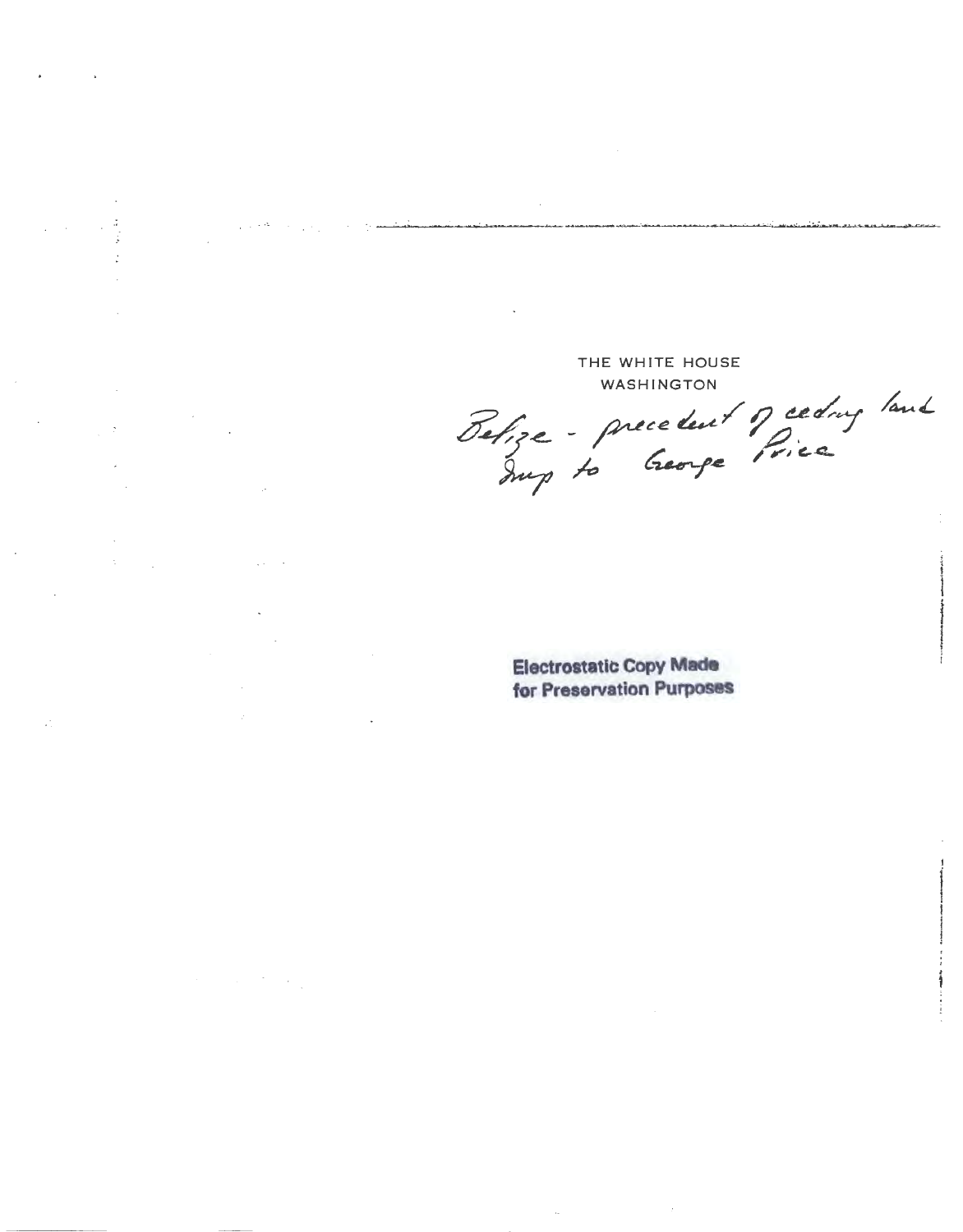THE WHITE HOUSE
WASHINGTON

Belize - precedent of ceding land
Imp to George Price

**Electrostatic Copy Made for Preservation Purposes**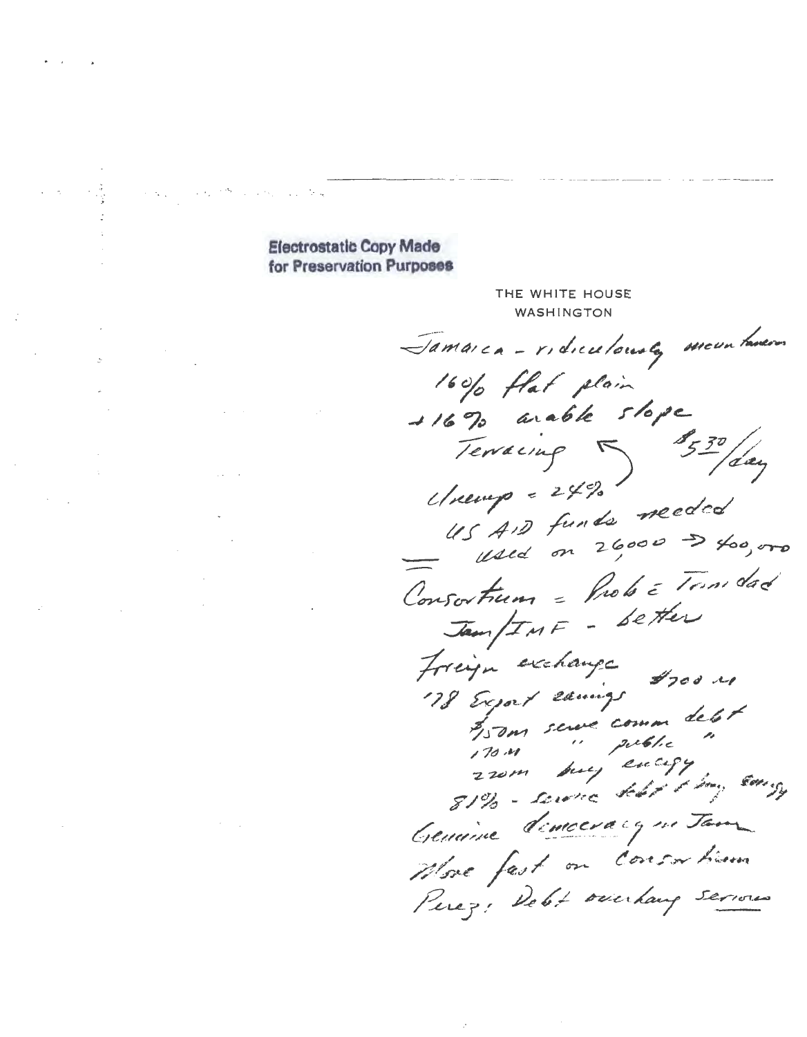Electrostatic Copy Made for Preservation Purposes

THE WHITE HOUSE
WASHINGTON

Jamaica - ridiculously mountainous
16% flat plain
+16% arable slope
Terracing ← $5.30/day
Unemp = 24%
US AID funds needed
used on 26000 → 400,000

Consortium = Prob c Trinidad
Jam/IMF - better
Foreign exchange
'78 Export earnings $700 M
$150M serve comm debt
170 M " public "
220M buy energy
81% - service debt & buy energy
Genuine democracy in Jam
Move fast on Consortium
Perez: Debt overhang serious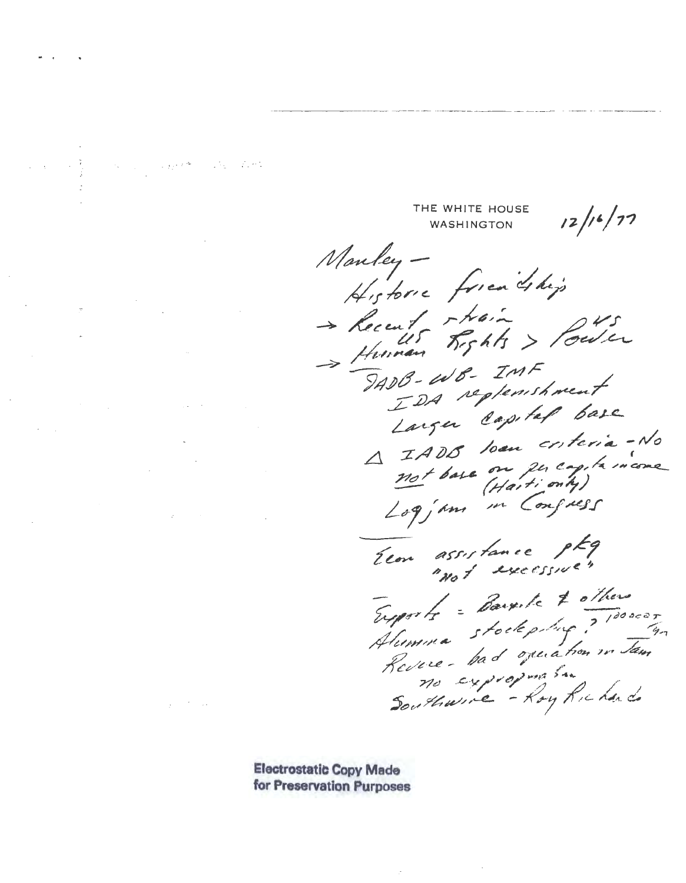THE WHITE HOUSE
WASHINGTON

12/16/77

Manley –

Historic friendship

→ Recent strain

→ Human Rights > US Power

IADB - WB - IMF

IDA replenishment

Larger capital base

Δ IADB loan criteria - No

not base on per capita income (Haiti only)

Logjam in Congress

---

Econ assistance pkg

"not excessive"

Exports = Bauxite & others

Alumina stockpiling? 1000000 T/yr

Revere - bad operation in Jam

no expropriation

Southwire - Roy Richards

Electrostatic Copy Made
for Preservation Purposes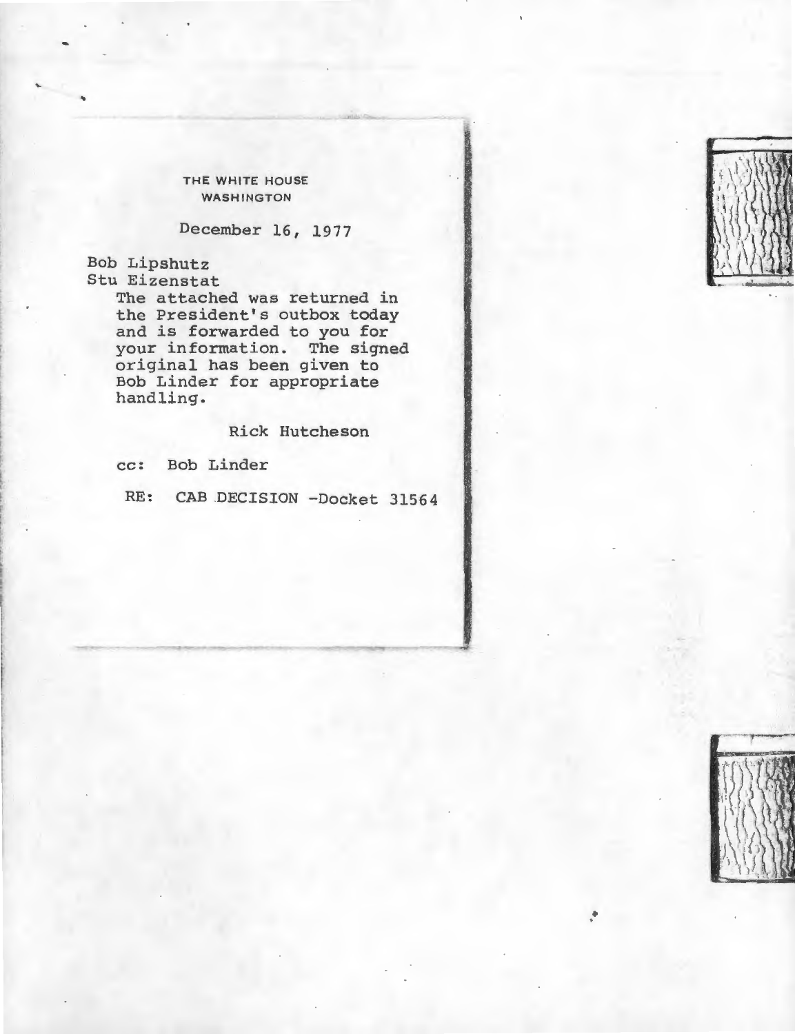THE WHITE HOUSE
WASHINGTON

December 16, 1977

Bob Lipshutz
Stu Eizenstat

The attached was returned in the President's outbox today and is forwarded to you for your information. The signed original has been given to Bob Linder for appropriate handling.

Rick Hutcheson

cc: Bob Linder

RE: CAB DECISION -Docket 31564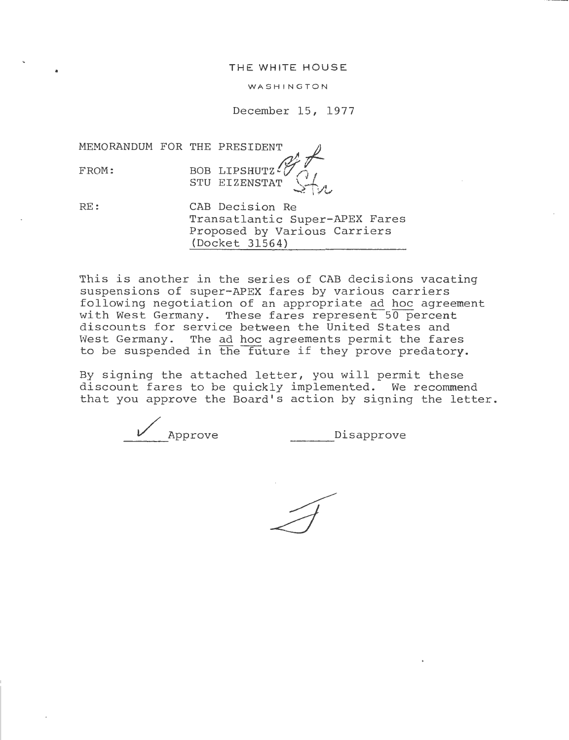THE WHITE HOUSE

WASHINGTON

December 15, 1977

MEMORANDUM FOR THE PRESIDENT

FROM: BOB LIPSHUTZ
STU EIZENSTAT

RE: CAB Decision Re
Transatlantic Super-APEX Fares
Proposed by Various Carriers
(Docket 31564)

This is another in the series of CAB decisions vacating suspensions of super-APEX fares by various carriers following negotiation of an appropriate ad hoc agreement with West Germany. These fares represent 50 percent discounts for service between the United States and West Germany. The ad hoc agreements permit the fares to be suspended in the future if they prove predatory.

By signing the attached letter, you will permit these discount fares to be quickly implemented. We recommend that you approve the Board's action by signing the letter.

✓ Approve ______ Disapprove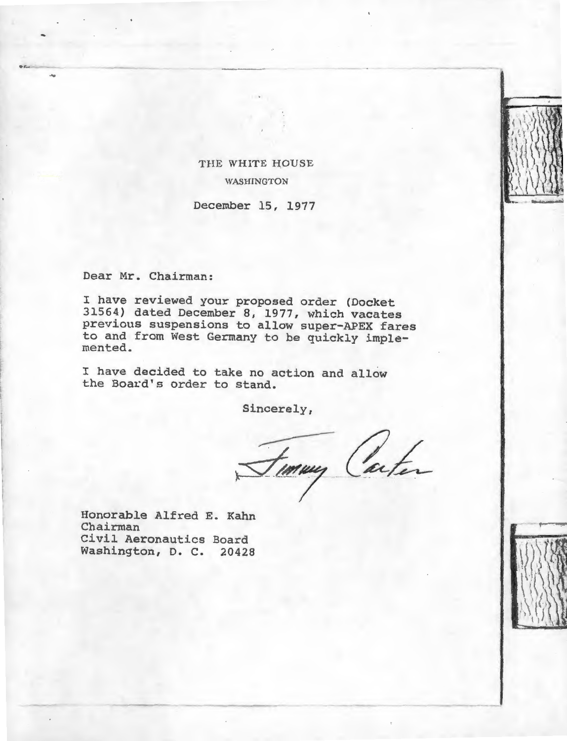THE WHITE HOUSE

WASHINGTON

December 15, 1977

Dear Mr. Chairman:

I have reviewed your proposed order (Docket 31564) dated December 8, 1977, which vacates previous suspensions to allow super-APEX fares to and from West Germany to be quickly implemented.

I have decided to take no action and allow the Board's order to stand.

Sincerely,

Jimmy Carter

Honorable Alfred E. Kahn
Chairman
Civil Aeronautics Board
Washington, D. C. 20428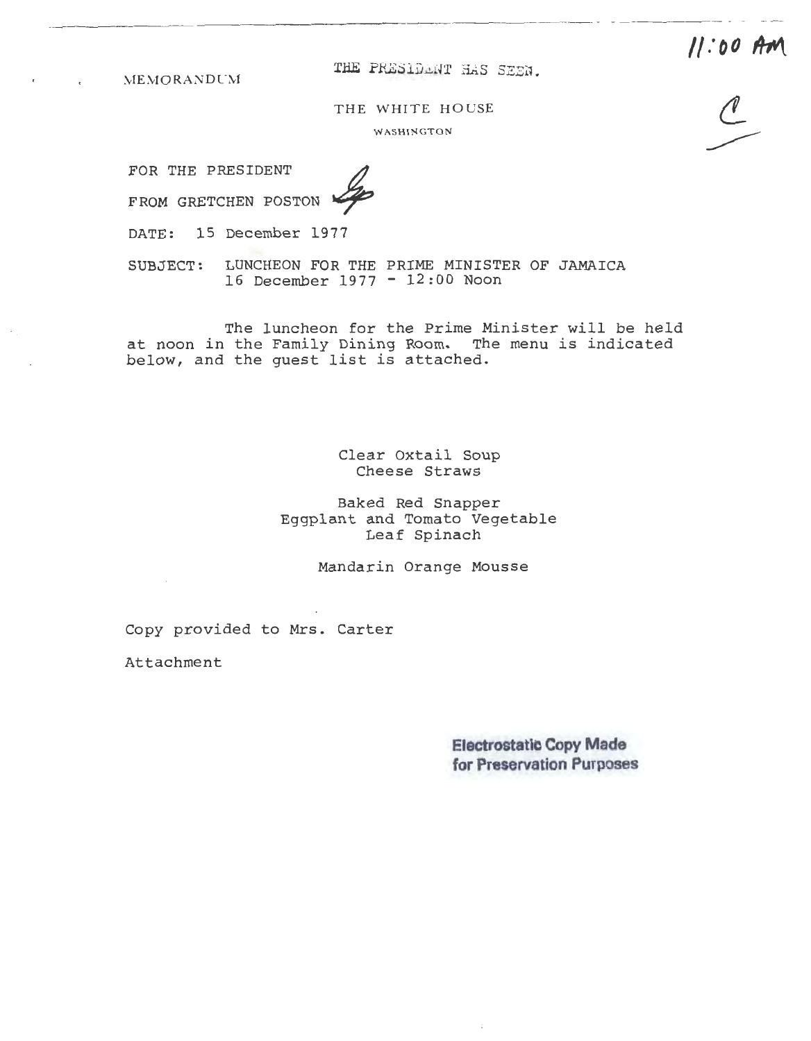11:00 AM

MEMORANDUM

THE PRESIDENT HAS SEEN.

THE WHITE HOUSE

WASHINGTON

C

FOR THE PRESIDENT

FROM GRETCHEN POSTON

DATE: 15 December 1977

SUBJECT: LUNCHEON FOR THE PRIME MINISTER OF JAMAICA
16 December 1977 - 12:00 Noon

The luncheon for the Prime Minister will be held at noon in the Family Dining Room. The menu is indicated below, and the guest list is attached.

Clear Oxtail Soup
Cheese Straws

Baked Red Snapper
Eggplant and Tomato Vegetable
Leaf Spinach

Mandarin Orange Mousse

Copy provided to Mrs. Carter

Attachment

Electrostatic Copy Made
for Preservation Purposes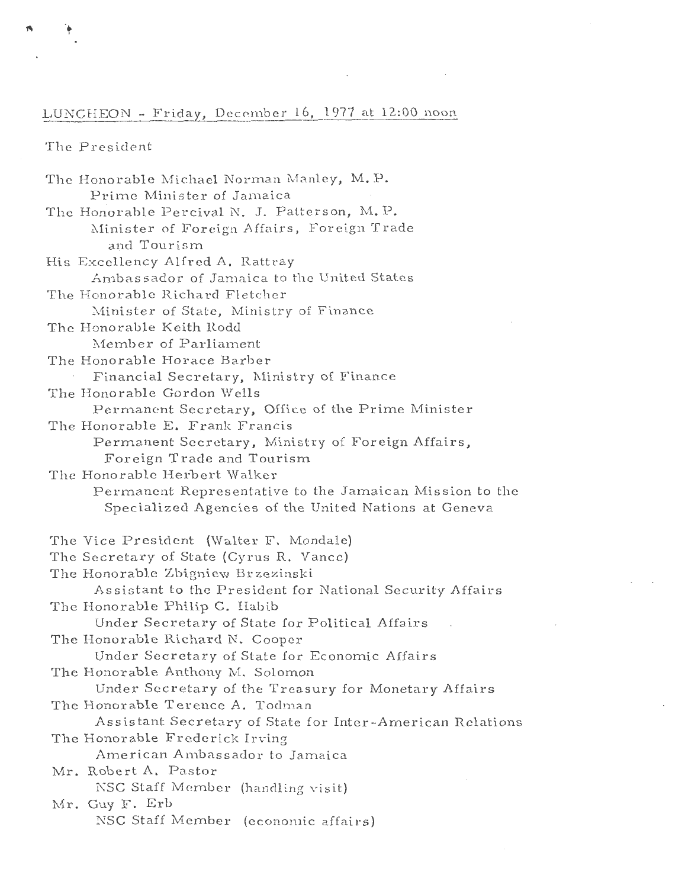LUNCHEON - Friday, December 16, 1977 at 12:00 noon

The President

The Honorable Michael Norman Manley, M.P.
    Prime Minister of Jamaica
The Honorable Percival N. J. Patterson, M.P.
    Minister of Foreign Affairs, Foreign Trade and Tourism
His Excellency Alfred A. Rattray
    Ambassador of Jamaica to the United States
The Honorable Richard Fletcher
    Minister of State, Ministry of Finance
The Honorable Keith Rodd
    Member of Parliament
The Honorable Horace Barber
    Financial Secretary, Ministry of Finance
The Honorable Gordon Wells
    Permanent Secretary, Office of the Prime Minister
The Honorable E. Frank Francis
    Permanent Secretary, Ministry of Foreign Affairs, Foreign Trade and Tourism
The Honorable Herbert Walker
    Permanent Representative to the Jamaican Mission to the Specialized Agencies of the United Nations at Geneva

The Vice President (Walter F. Mondale)
The Secretary of State (Cyrus R. Vance)
The Honorable Zbigniew Brzezinski
    Assistant to the President for National Security Affairs
The Honorable Philip C. Habib
    Under Secretary of State for Political Affairs
The Honorable Richard N. Cooper
    Under Secretary of State for Economic Affairs
The Honorable Anthony M. Solomon
    Under Secretary of the Treasury for Monetary Affairs
The Honorable Terence A. Todman
    Assistant Secretary of State for Inter-American Relations
The Honorable Frederick Irving
    American Ambassador to Jamaica
Mr. Robert A. Pastor
    NSC Staff Member (handling visit)
Mr. Guy F. Erb
    NSC Staff Member (economic affairs)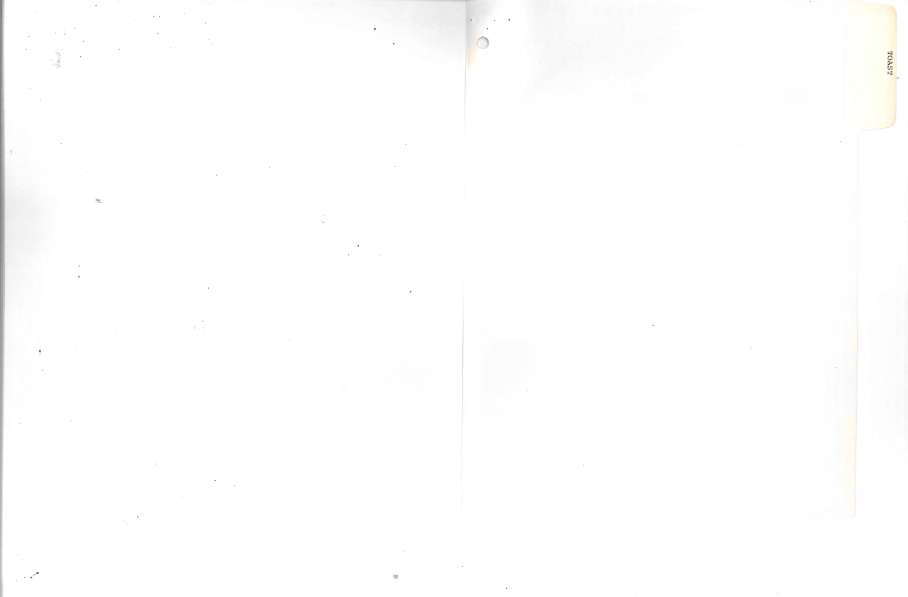TOAST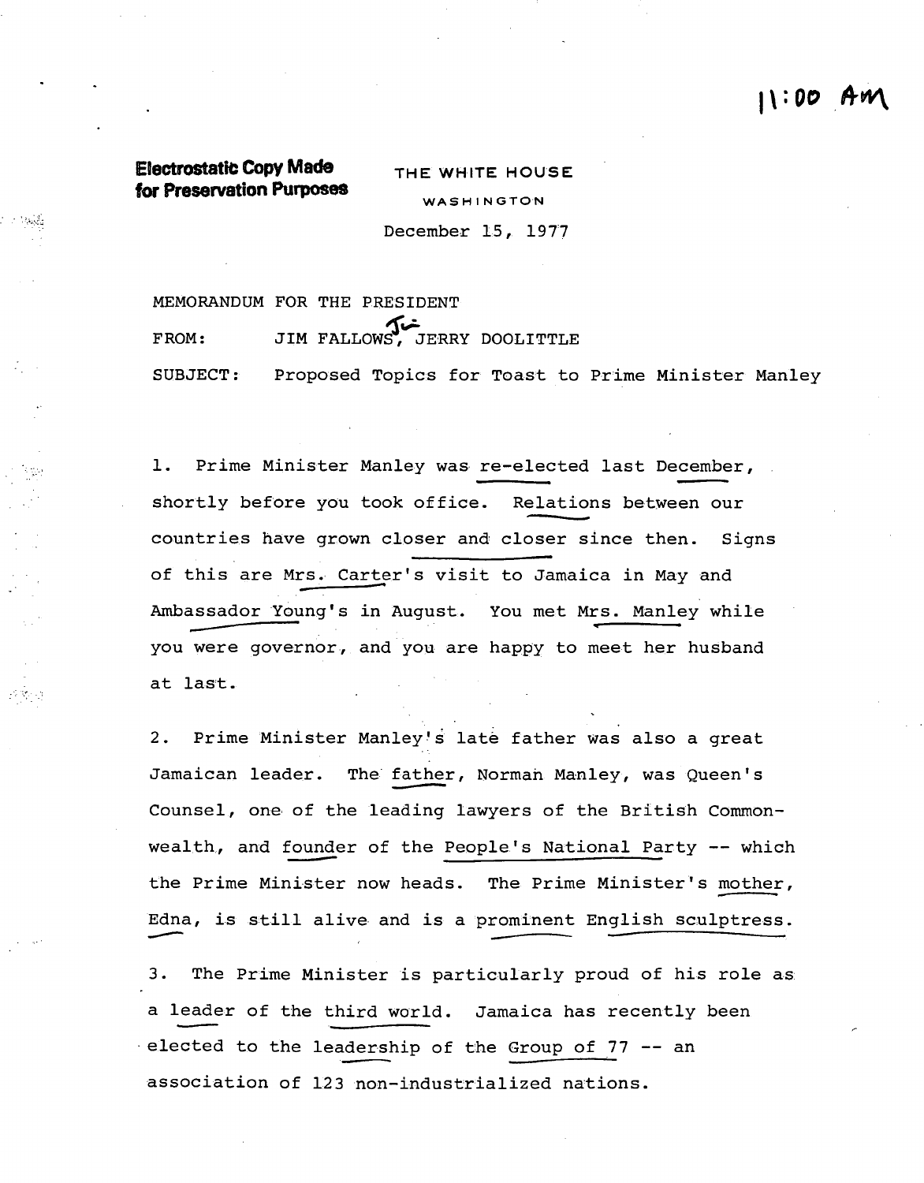11:00 AM

**Electrostatic Copy Made for Preservation Purposes**

THE WHITE HOUSE

WASHINGTON

December 15, 1977

MEMORANDUM FOR THE PRESIDENT

FROM: JIM FALLOWS, JERRY DOOLITTLE

SUBJECT: Proposed Topics for Toast to Prime Minister Manley

1. Prime Minister Manley was re-elected last December, shortly before you took office. Relations between our countries have grown closer and closer since then. Signs of this are Mrs. Carter's visit to Jamaica in May and Ambassador Young's in August. You met Mrs. Manley while you were governor, and you are happy to meet her husband at last.

2. Prime Minister Manley's late father was also a great Jamaican leader. The father, Norman Manley, was Queen's Counsel, one of the leading lawyers of the British Commonwealth, and founder of the People's National Party -- which the Prime Minister now heads. The Prime Minister's mother, Edna, is still alive and is a prominent English sculptress.

3. The Prime Minister is particularly proud of his role as a leader of the third world. Jamaica has recently been elected to the leadership of the Group of 77 -- an association of 123 non-industrialized nations.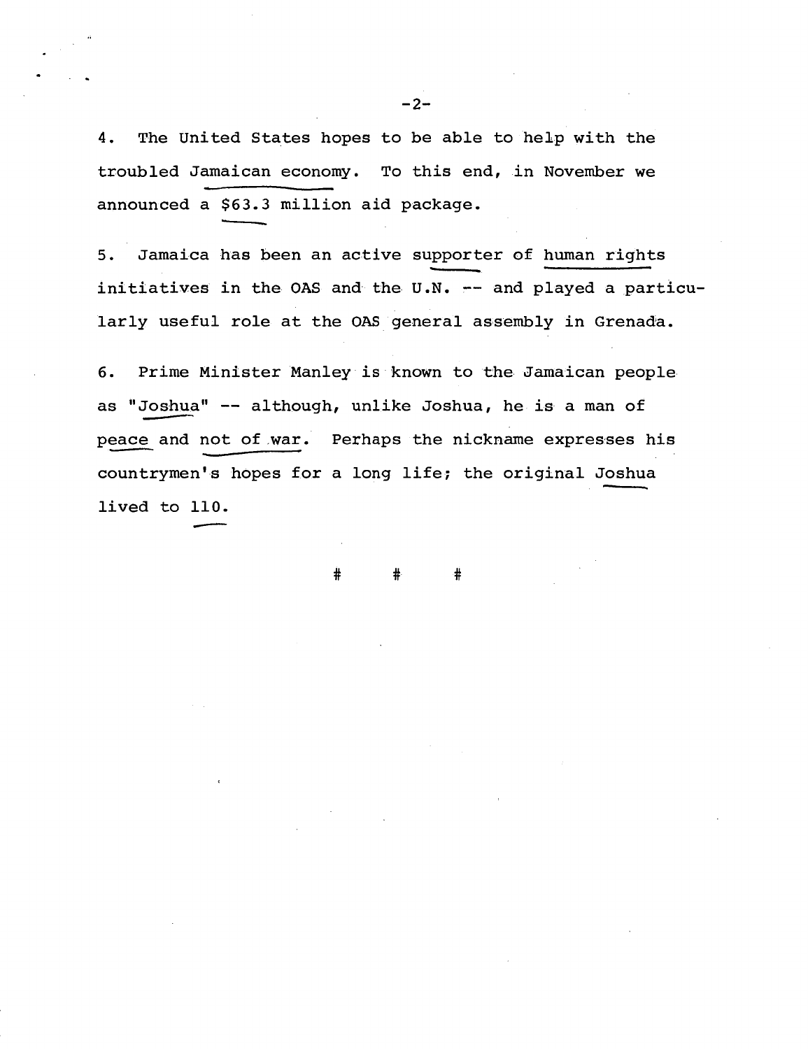4. The United States hopes to be able to help with the troubled Jamaican economy. To this end, in November we announced a $63.3 million aid package.

5. Jamaica has been an active supporter of human rights initiatives in the OAS and the U.N. -- and played a particularly useful role at the OAS general assembly in Grenada.

6. Prime Minister Manley is known to the Jamaican people as "Joshua" -- although, unlike Joshua, he is a man of peace and not of war. Perhaps the nickname expresses his countrymen's hopes for a long life; the original Joshua lived to 110.

# # #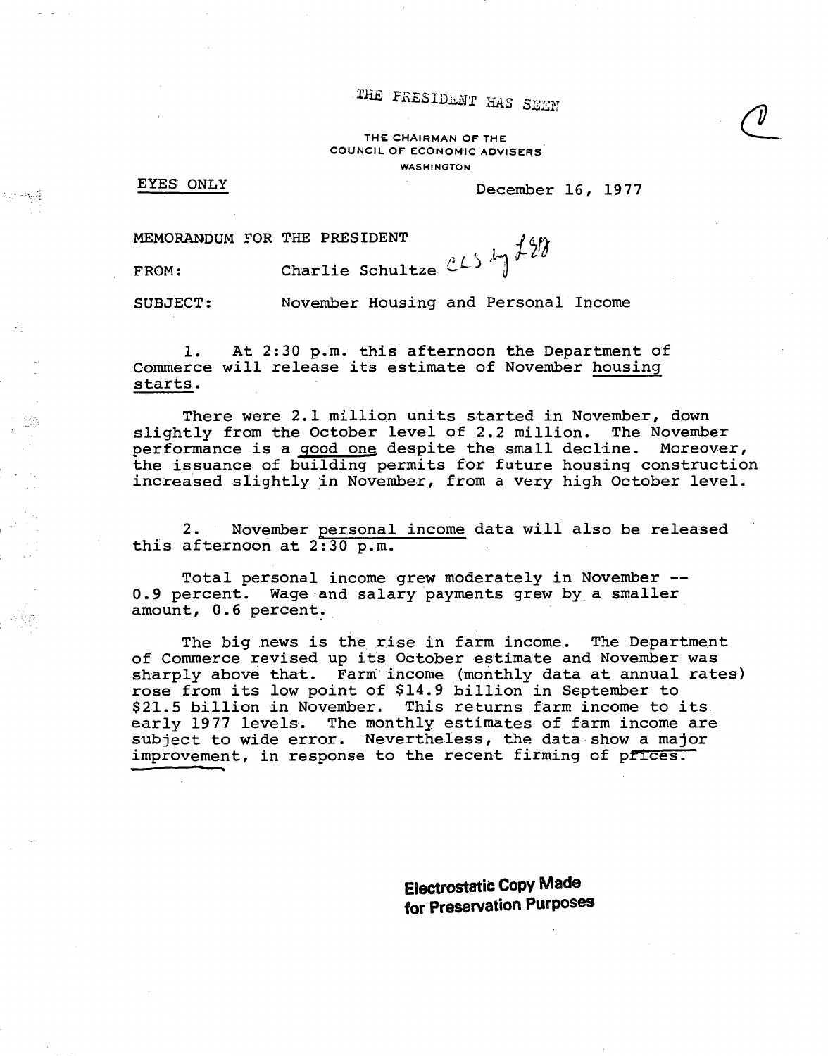THE PRESIDENT HAS SEEN

THE CHAIRMAN OF THE
COUNCIL OF ECONOMIC ADVISERS
WASHINGTON

EYES ONLY

December 16, 1977

MEMORANDUM FOR THE PRESIDENT

FROM: Charlie Schultze CLS by LSD

SUBJECT: November Housing and Personal Income

1. At 2:30 p.m. this afternoon the Department of Commerce will release its estimate of November housing starts.

There were 2.1 million units started in November, down slightly from the October level of 2.2 million. The November performance is a good one despite the small decline. Moreover, the issuance of building permits for future housing construction increased slightly in November, from a very high October level.

2. November personal income data will also be released this afternoon at 2:30 p.m.

Total personal income grew moderately in November -- 0.9 percent. Wage and salary payments grew by a smaller amount, 0.6 percent.

The big news is the rise in farm income. The Department of Commerce revised up its October estimate and November was sharply above that. Farm income (monthly data at annual rates) rose from its low point of $14.9 billion in September to $21.5 billion in November. This returns farm income to its early 1977 levels. The monthly estimates of farm income are subject to wide error. Nevertheless, the data show a major improvement, in response to the recent firming of prices.

**Electrostatic Copy Made for Preservation Purposes**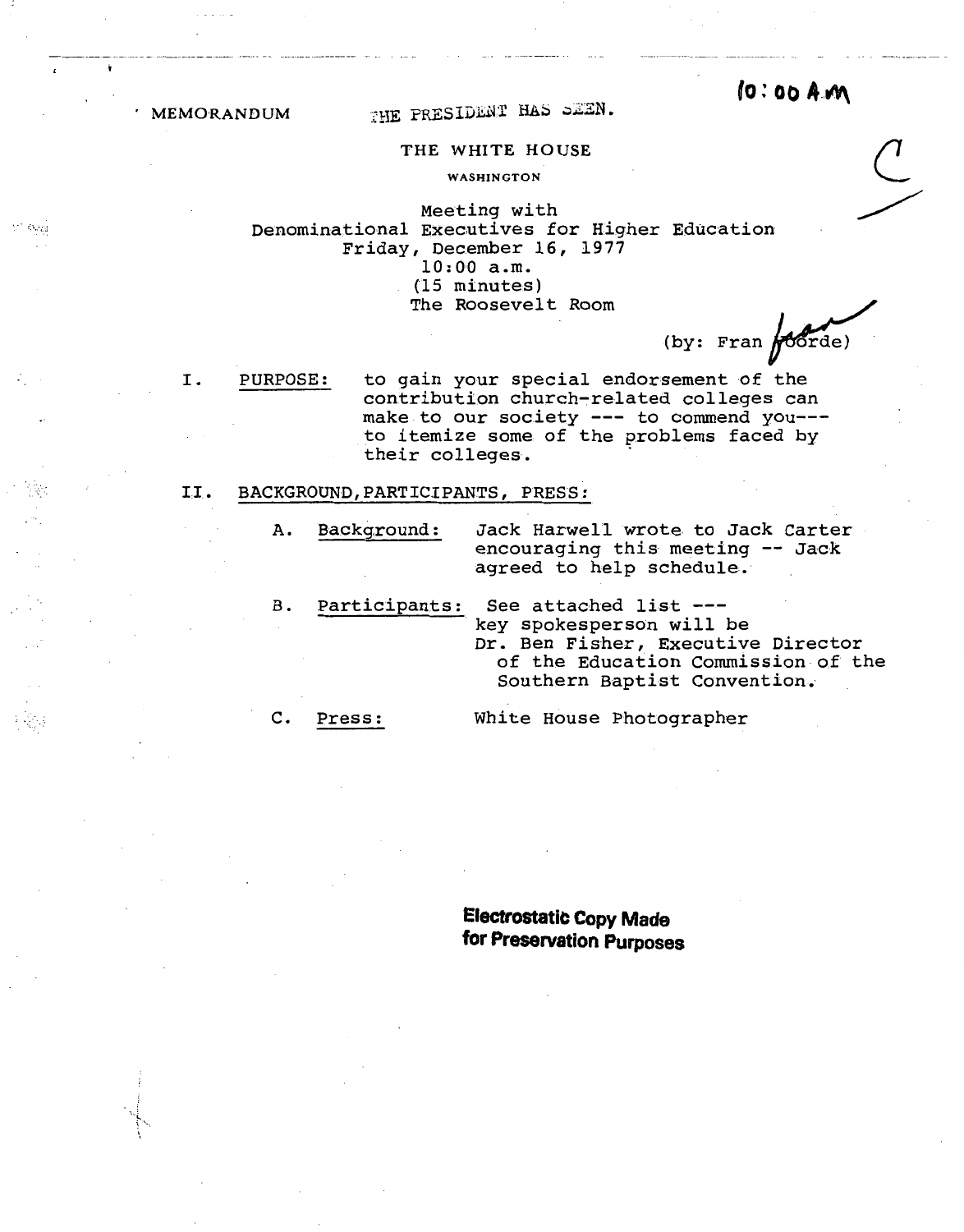10:00 A.M.

MEMORANDUM THE PRESIDENT HAS SEEN.

C

THE WHITE HOUSE

WASHINGTON

Meeting with
Denominational Executives for Higher Education
Friday, December 16, 1977
10:00 a.m.
(15 minutes)
The Roosevelt Room

(by: Fran Voorde)

I. PURPOSE: to gain your special endorsement of the contribution church-related colleges can make to our society --- to commend you--- to itemize some of the problems faced by their colleges.

II. BACKGROUND, PARTICIPANTS, PRESS:

A. Background: Jack Harwell wrote to Jack Carter encouraging this meeting -- Jack agreed to help schedule.

B. Participants: See attached list --- key spokesperson will be Dr. Ben Fisher, Executive Director of the Education Commission of the Southern Baptist Convention.

C. Press: White House Photographer

Electrostatic Copy Made
for Preservation Purposes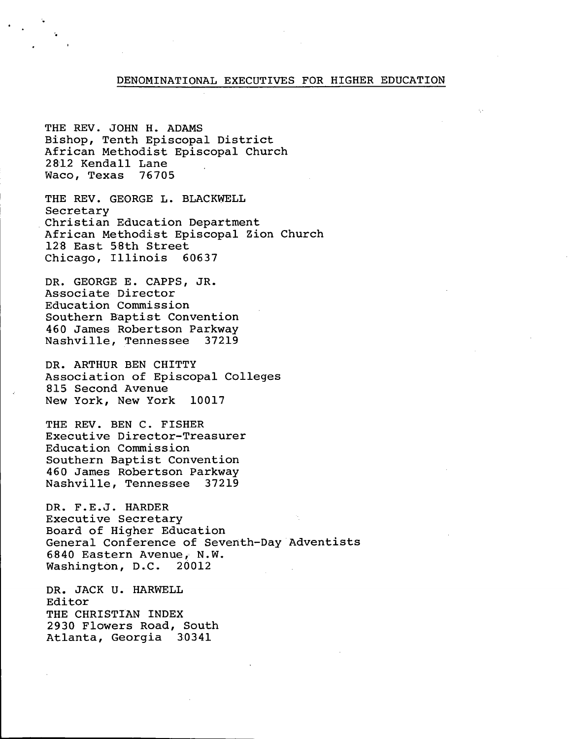## DENOMINATIONAL EXECUTIVES FOR HIGHER EDUCATION

THE REV. JOHN H. ADAMS
Bishop, Tenth Episcopal District
African Methodist Episcopal Church
2812 Kendall Lane
Waco, Texas 76705

THE REV. GEORGE L. BLACKWELL
Secretary
Christian Education Department
African Methodist Episcopal Zion Church
128 East 58th Street
Chicago, Illinois 60637

DR. GEORGE E. CAPPS, JR.
Associate Director
Education Commission
Southern Baptist Convention
460 James Robertson Parkway
Nashville, Tennessee 37219

DR. ARTHUR BEN CHITTY
Association of Episcopal Colleges
815 Second Avenue
New York, New York 10017

THE REV. BEN C. FISHER
Executive Director-Treasurer
Education Commission
Southern Baptist Convention
460 James Robertson Parkway
Nashville, Tennessee 37219

DR. F.E.J. HARDER
Executive Secretary
Board of Higher Education
General Conference of Seventh-Day Adventists
6840 Eastern Avenue, N.W.
Washington, D.C. 20012

DR. JACK U. HARWELL
Editor
THE CHRISTIAN INDEX
2930 Flowers Road, South
Atlanta, Georgia 30341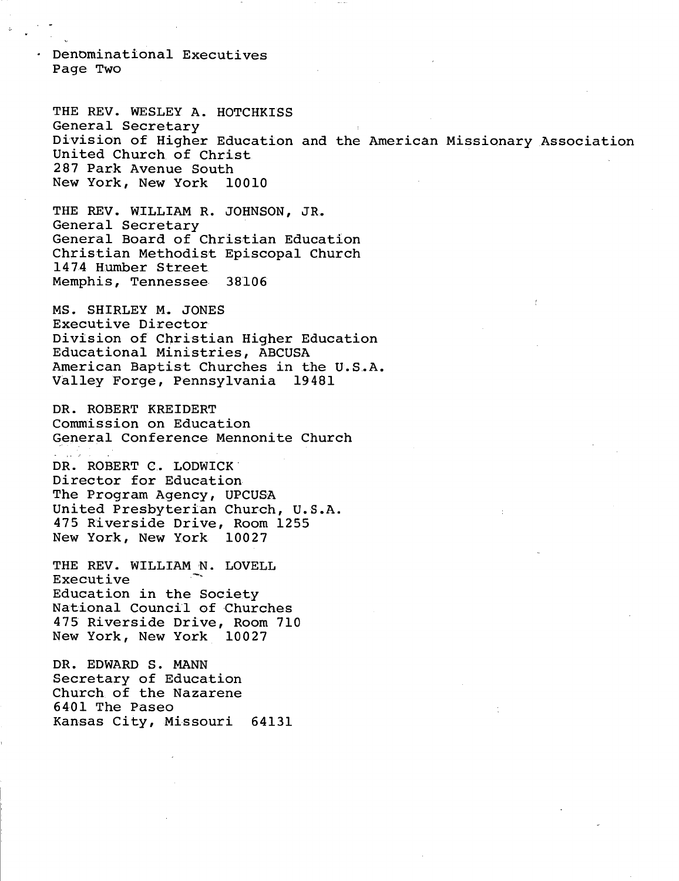THE REV. WESLEY A. HOTCHKISS
General Secretary
Division of Higher Education and the American Missionary Association
United Church of Christ
287 Park Avenue South
New York, New York 10010

THE REV. WILLIAM R. JOHNSON, JR.
General Secretary
General Board of Christian Education
Christian Methodist Episcopal Church
1474 Humber Street
Memphis, Tennessee 38106

MS. SHIRLEY M. JONES
Executive Director
Division of Christian Higher Education
Educational Ministries, ABCUSA
American Baptist Churches in the U.S.A.
Valley Forge, Pennsylvania 19481

DR. ROBERT KREIDERT
Commission on Education
General Conference Mennonite Church

DR. ROBERT C. LODWICK
Director for Education
The Program Agency, UPCUSA
United Presbyterian Church, U.S.A.
475 Riverside Drive, Room 1255
New York, New York 10027

THE REV. WILLIAM N. LOVELL
Executive
Education in the Society
National Council of Churches
475 Riverside Drive, Room 710
New York, New York 10027

DR. EDWARD S. MANN
Secretary of Education
Church of the Nazarene
6401 The Paseo
Kansas City, Missouri 64131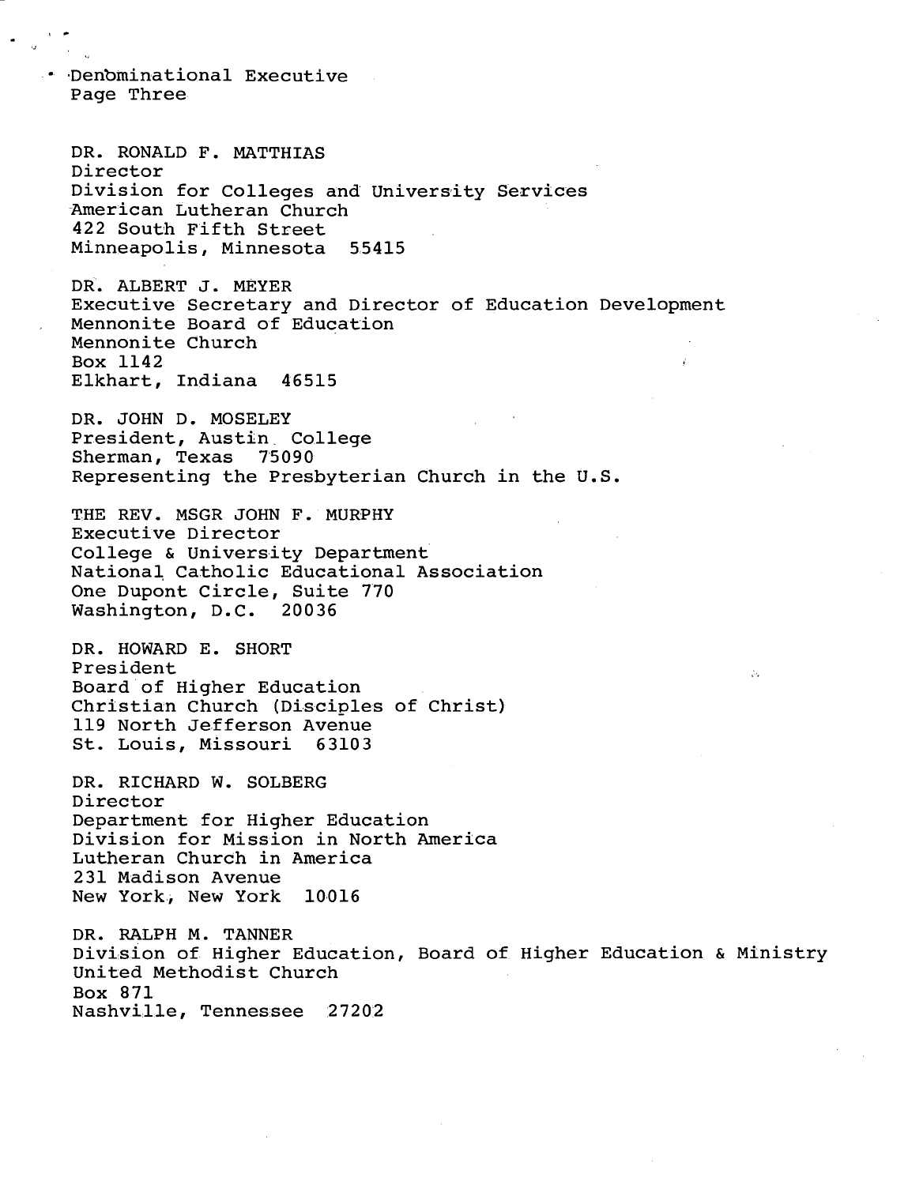DR. RONALD F. MATTHIAS
Director
Division for Colleges and University Services
American Lutheran Church
422 South Fifth Street
Minneapolis, Minnesota 55415

DR. ALBERT J. MEYER
Executive Secretary and Director of Education Development
Mennonite Board of Education
Mennonite Church
Box 1142
Elkhart, Indiana 46515

DR. JOHN D. MOSELEY
President, Austin College
Sherman, Texas 75090
Representing the Presbyterian Church in the U.S.

THE REV. MSGR JOHN F. MURPHY
Executive Director
College & University Department
National Catholic Educational Association
One Dupont Circle, Suite 770
Washington, D.C. 20036

DR. HOWARD E. SHORT
President
Board of Higher Education
Christian Church (Disciples of Christ)
119 North Jefferson Avenue
St. Louis, Missouri 63103

DR. RICHARD W. SOLBERG
Director
Department for Higher Education
Division for Mission in North America
Lutheran Church in America
231 Madison Avenue
New York, New York 10016

DR. RALPH M. TANNER
Division of Higher Education, Board of Higher Education & Ministry
United Methodist Church
Box 871
Nashville, Tennessee 27202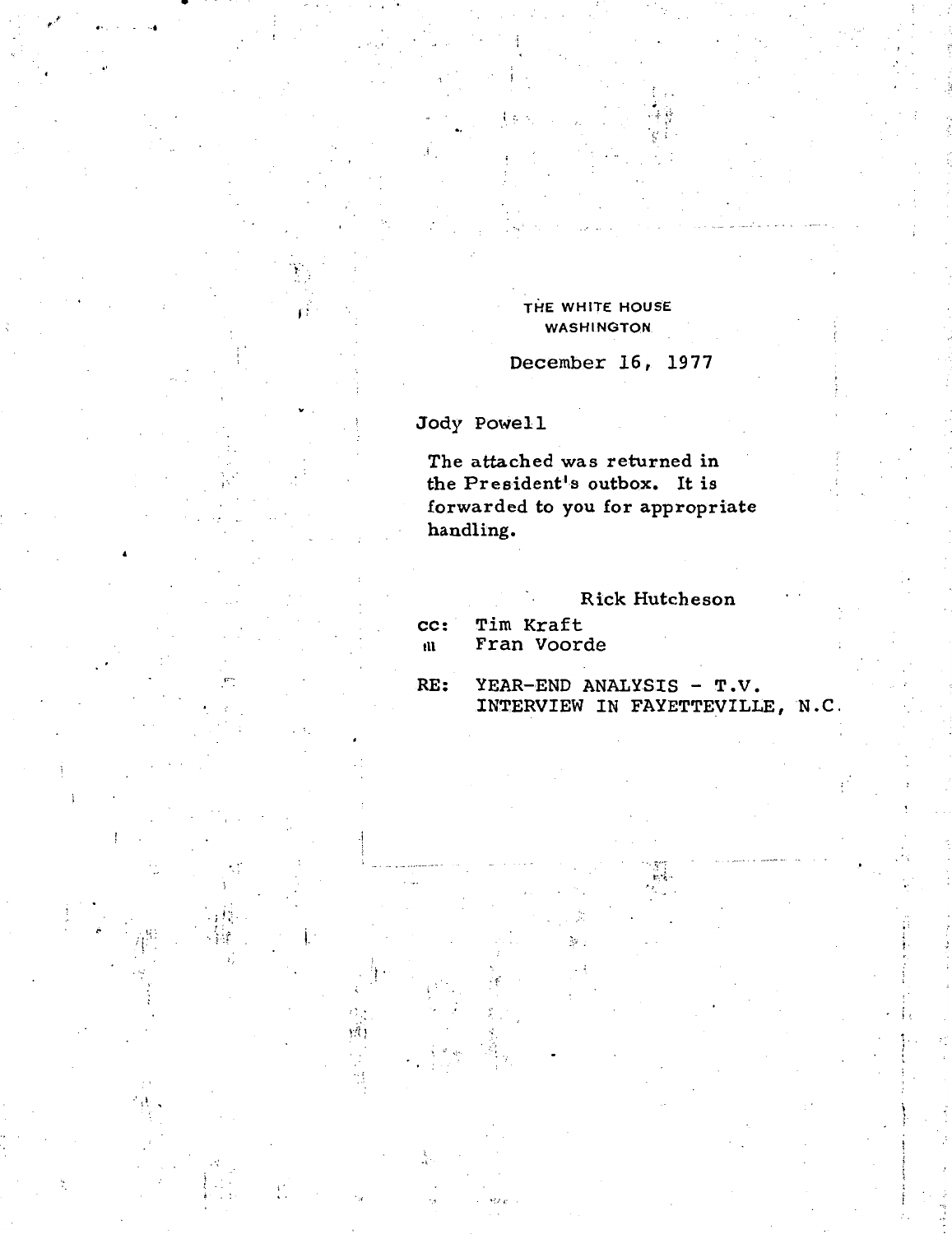THE WHITE HOUSE
WASHINGTON

December 16, 1977

Jody Powell

The attached was returned in the President's outbox. It is forwarded to you for appropriate handling.

Rick Hutcheson

cc: Tim Kraft
Fran Voorde

RE: YEAR-END ANALYSIS - T.V. INTERVIEW IN FAYETTEVILLE, N.C.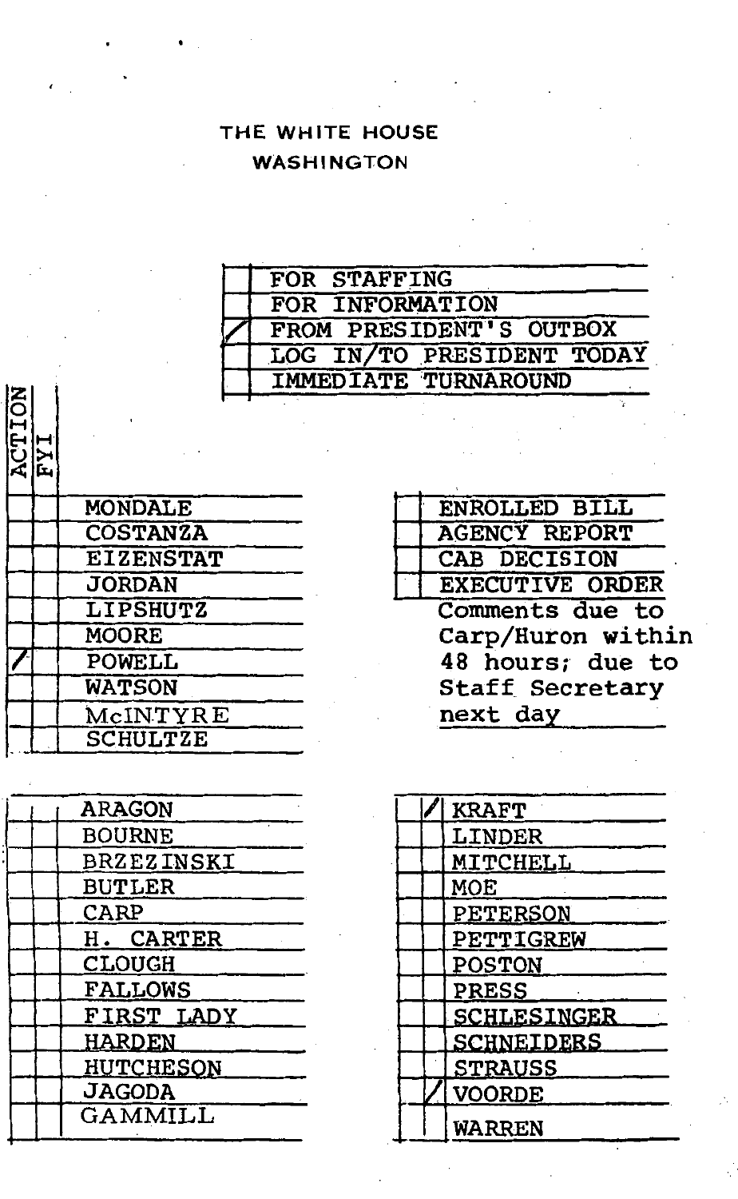# THE WHITE HOUSE

## WASHINGTON

| | |
|---|---|
| | FOR STAFFING |
| | FOR INFORMATION |
| / | FROM PRESIDENT'S OUTBOX |
| | LOG IN/TO PRESIDENT TODAY |
| | IMMEDIATE TURNAROUND |

| ACTION | FYI | |
|---|---|---|
| | | MONDALE |
| | | COSTANZA |
| | | EIZENSTAT |
| | | JORDAN |
| | | LIPSHUTZ |
| | | MOORE |
| / | | POWELL |
| | | WATSON |
| | | McINTYRE |
| | | SCHULTZE |

| | |
|---|---|
| | ENROLLED BILL |
| | AGENCY REPORT |
| | CAB DECISION |
| | EXECUTIVE ORDER |

Comments due to Carp/Huron within 48 hours; due to Staff Secretary next day

| ACTION | FYI | |
|---|---|---|
| | | ARAGON |
| | | BOURNE |
| | | BRZEZINSKI |
| | | BUTLER |
| | | CARP |
| | | H. CARTER |
| | | CLOUGH |
| | | FALLOWS |
| | | FIRST LADY |
| | | HARDEN |
| | | HUTCHESON |
| | | JAGODA |
| | | GAMMILL |

| ACTION | FYI | |
|---|---|---|
| | / | KRAFT |
| | | LINDER |
| | | MITCHELL |
| | | MOE |
| | | PETERSON |
| | | PETTIGREW |
| | | POSTON |
| | | PRESS |
| | | SCHLESINGER |
| | | SCHNEIDERS |
| | | STRAUSS |
| | / | VOORDE |
| | | WARREN |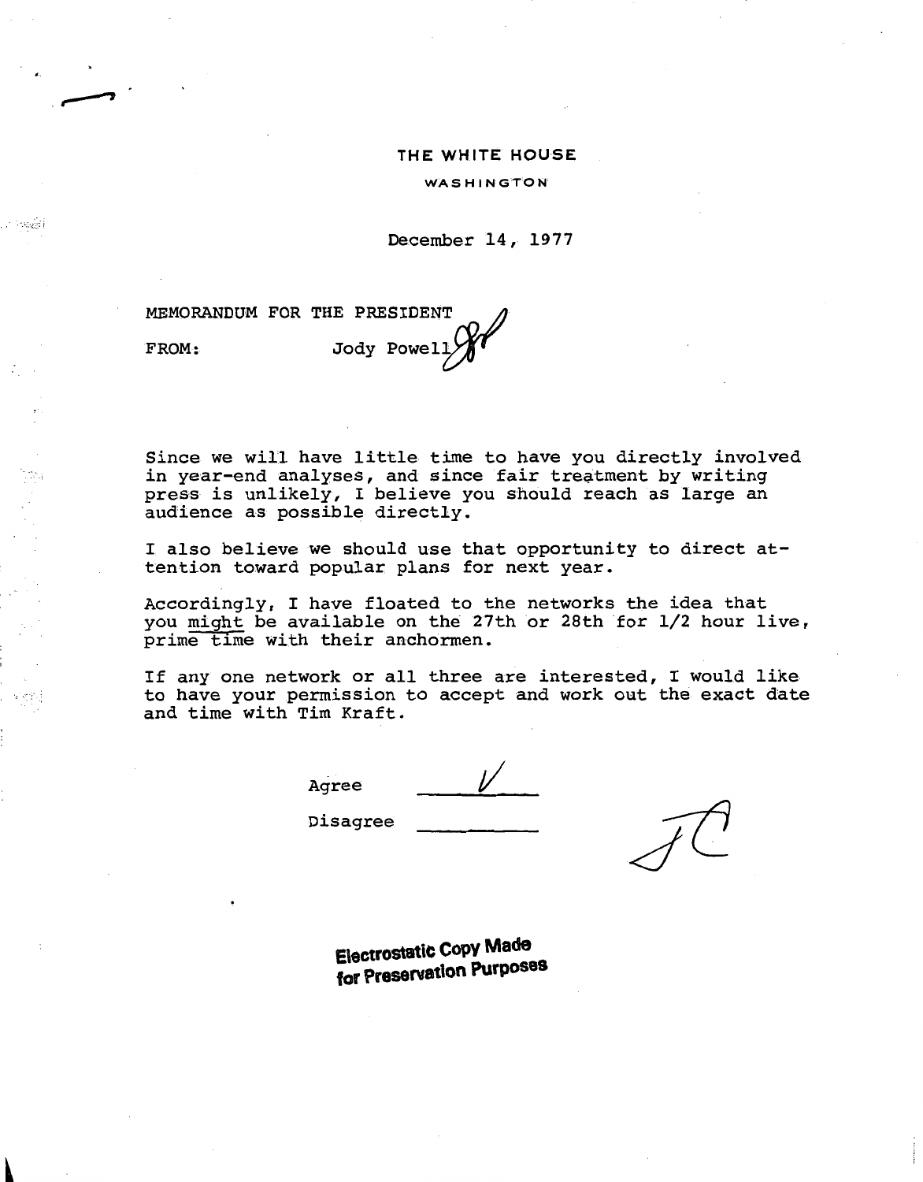THE WHITE HOUSE

WASHINGTON

December 14, 1977

MEMORANDUM FOR THE PRESIDENT

FROM: Jody Powell

Since we will have little time to have you directly involved in year-end analyses, and since fair treatment by writing press is unlikely, I believe you should reach as large an audience as possible directly.

I also believe we should use that opportunity to direct attention toward popular plans for next year.

Accordingly, I have floated to the networks the idea that you <u>might</u> be available on the 27th or 28th for 1/2 hour live, prime time with their anchormen.

If any one network or all three are interested, I would like to have your permission to accept and work out the exact date and time with Tim Kraft.

Agree ✓

Disagree ______

JC

Electrostatic Copy Made for Preservation Purposes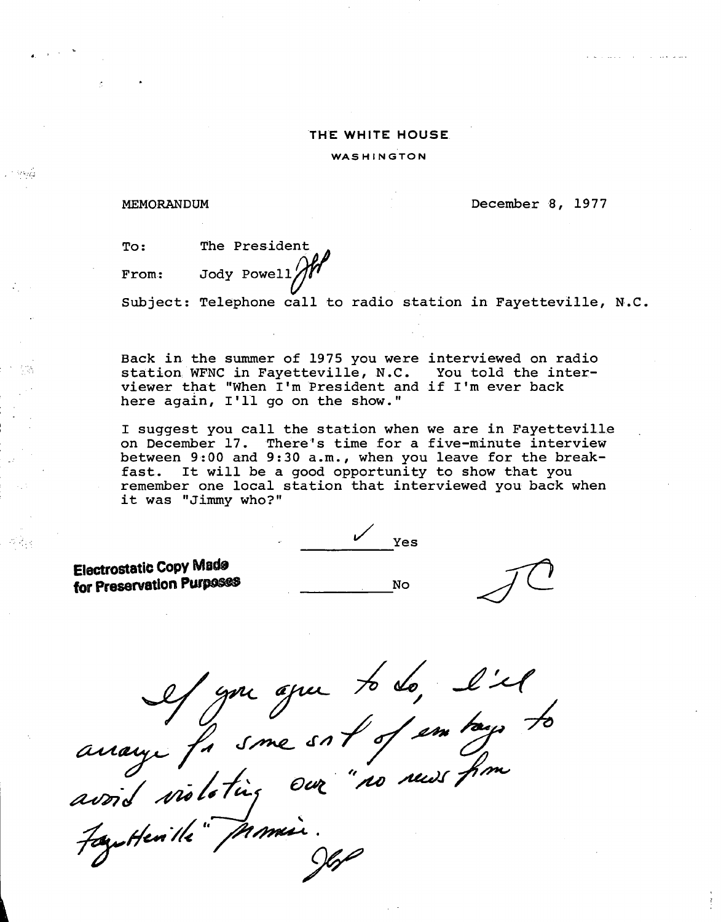THE WHITE HOUSE

WASHINGTON

MEMORANDUM December 8, 1977

To: The President

From: Jody Powell JP

Subject: Telephone call to radio station in Fayetteville, N.C.

Back in the summer of 1975 you were interviewed on radio station WFNC in Fayetteville, N.C. You told the interviewer that "When I'm President and if I'm ever back here again, I'll go on the show."

I suggest you call the station when we are in Fayetteville on December 17. There's time for a five-minute interview between 9:00 and 9:30 a.m., when you leave for the breakfast. It will be a good opportunity to show that you remember one local station that interviewed you back when it was "Jimmy who?"

✓ Yes

\_\_\_\_\_\_\_\_\_\_ No

JC

Electrostatic Copy Made for Preservation Purposes

If you agree to do, I'll arrange for some sort of embargo to avoid violating our "no news from Fayetteville" promise.

JP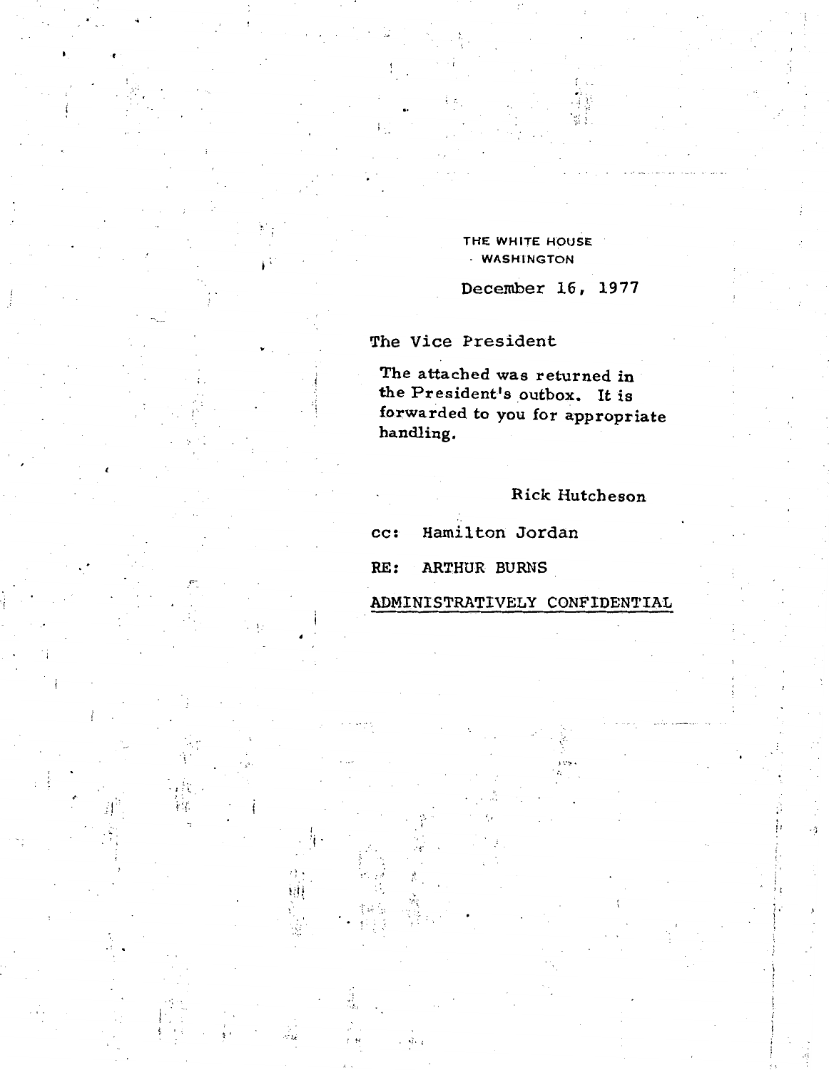THE WHITE HOUSE
WASHINGTON

December 16, 1977

The Vice President

The attached was returned in the President's outbox. It is forwarded to you for appropriate handling.

Rick Hutcheson

cc: Hamilton Jordan

RE: ARTHUR BURNS

ADMINISTRATIVELY CONFIDENTIAL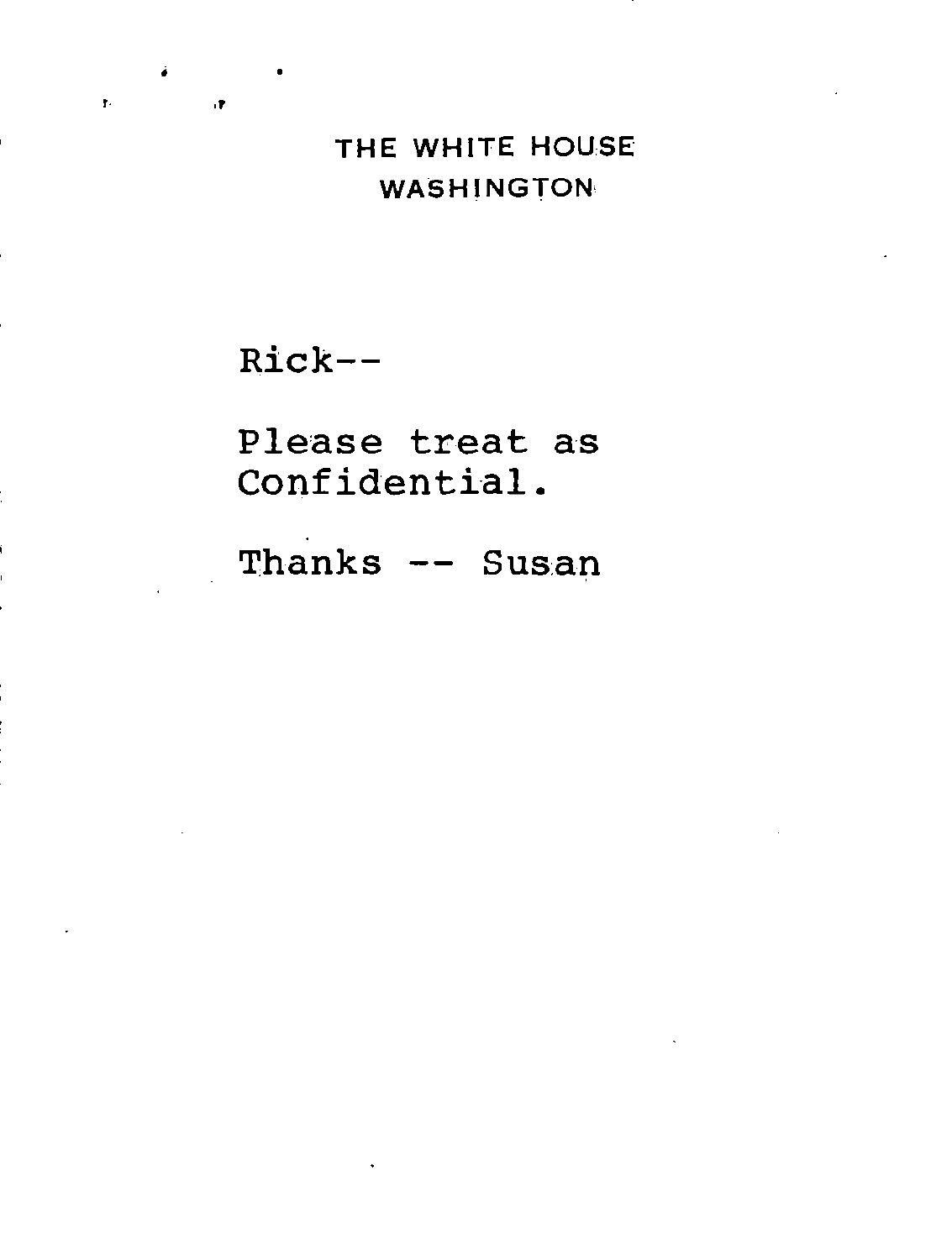THE WHITE HOUSE
WASHINGTON

Rick--

Please treat as Confidential.

Thanks -- Susan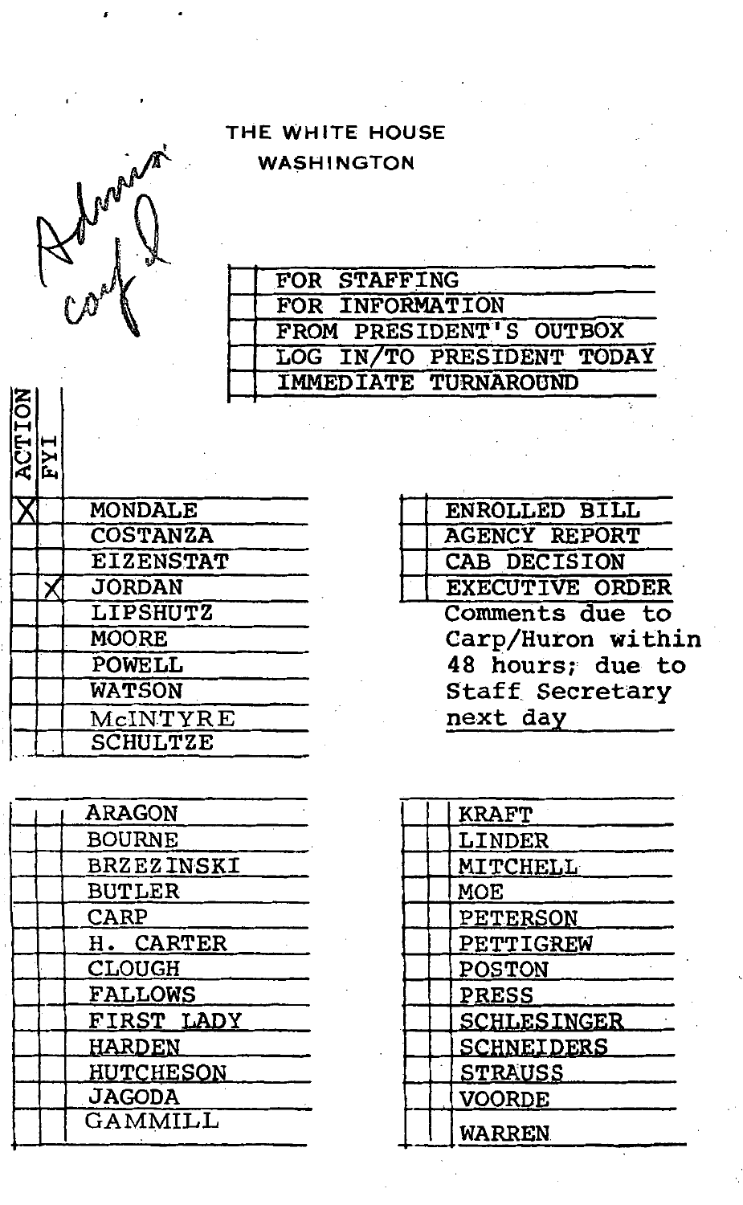# THE WHITE HOUSE
## WASHINGTON

Admin conf I

| | |
|---|---|
| | FOR STAFFING |
| | FOR INFORMATION |
| | FROM PRESIDENT'S OUTBOX |
| | LOG IN/TO PRESIDENT TODAY |
| | IMMEDIATE TURNAROUND |

| ACTION | FYI | |
|---|---|---|
| X | | MONDALE |
| | | COSTANZA |
| | | EIZENSTAT |
| | X | JORDAN |
| | | LIPSHUTZ |
| | | MOORE |
| | | POWELL |
| | | WATSON |
| | | McINTYRE |
| | | SCHULTZE |

| | |
|---|---|
| | ENROLLED BILL |
| | AGENCY REPORT |
| | CAB DECISION |
| | EXECUTIVE ORDER |

Comments due to Carp/Huron within 48 hours; due to Staff Secretary next day

| | | |
|---|---|---|
| | | ARAGON |
| | | BOURNE |
| | | BRZEZINSKI |
| | | BUTLER |
| | | CARP |
| | | H. CARTER |
| | | CLOUGH |
| | | FALLOWS |
| | | FIRST LADY |
| | | HARDEN |
| | | HUTCHESON |
| | | JAGODA |
| | | GAMMILL |

| | | |
|---|---|---|
| | | KRAFT |
| | | LINDER |
| | | MITCHELL |
| | | MOE |
| | | PETERSON |
| | | PETTIGREW |
| | | POSTON |
| | | PRESS |
| | | SCHLESINGER |
| | | SCHNEIDERS |
| | | STRAUSS |
| | | VOORDE |
| | | WARREN |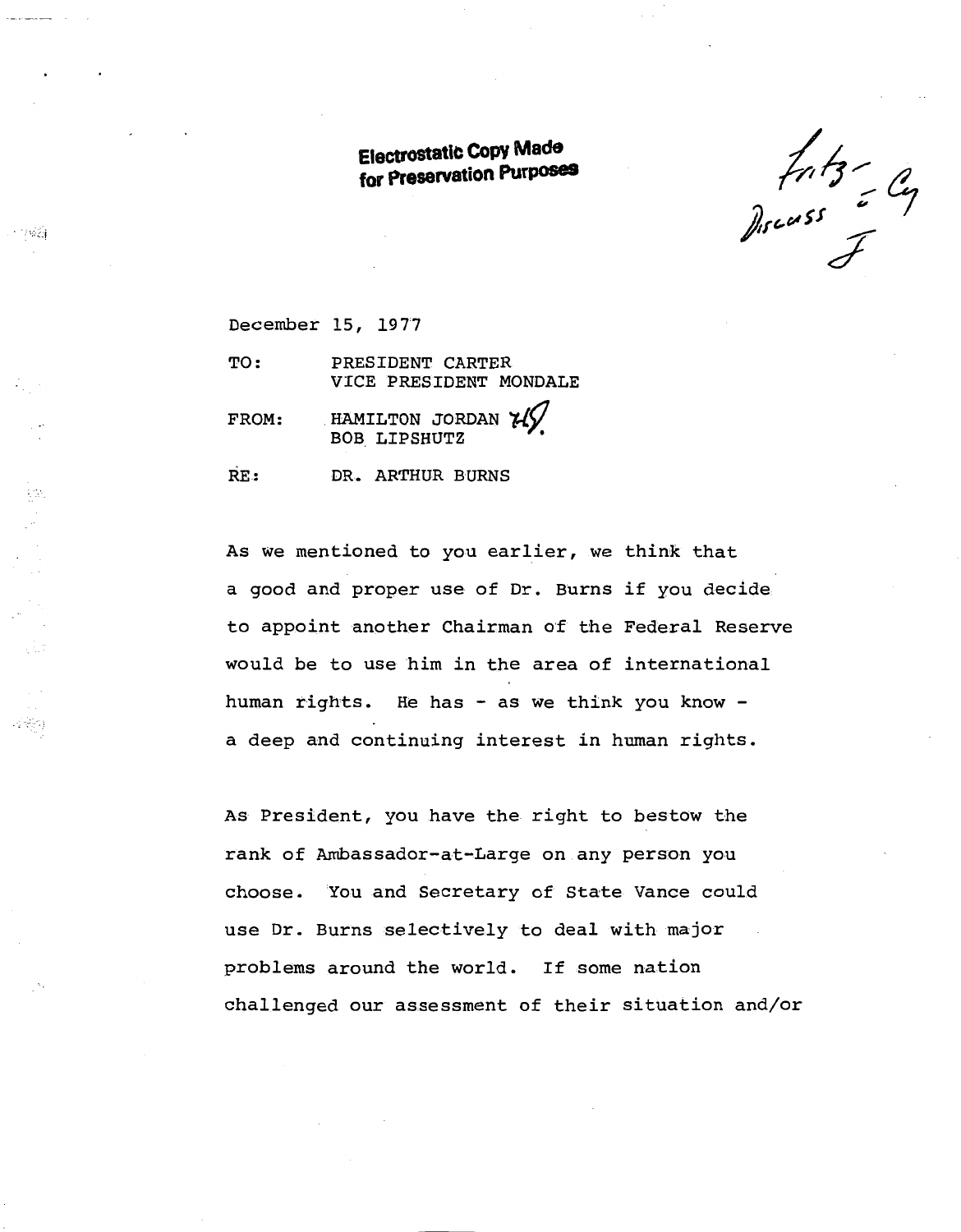Electrostatic Copy Made for Preservation Purposes

Fritz - Discuss c Cy
J

December 15, 1977

TO: PRESIDENT CARTER
VICE PRESIDENT MONDALE

FROM: HAMILTON JORDAN HJ.
BOB LIPSHUTZ

RE: DR. ARTHUR BURNS

As we mentioned to you earlier, we think that a good and proper use of Dr. Burns if you decide to appoint another Chairman of the Federal Reserve would be to use him in the area of international human rights. He has - as we think you know - a deep and continuing interest in human rights.

As President, you have the right to bestow the rank of Ambassador-at-Large on any person you choose. You and Secretary of State Vance could use Dr. Burns selectively to deal with major problems around the world. If some nation challenged our assessment of their situation and/or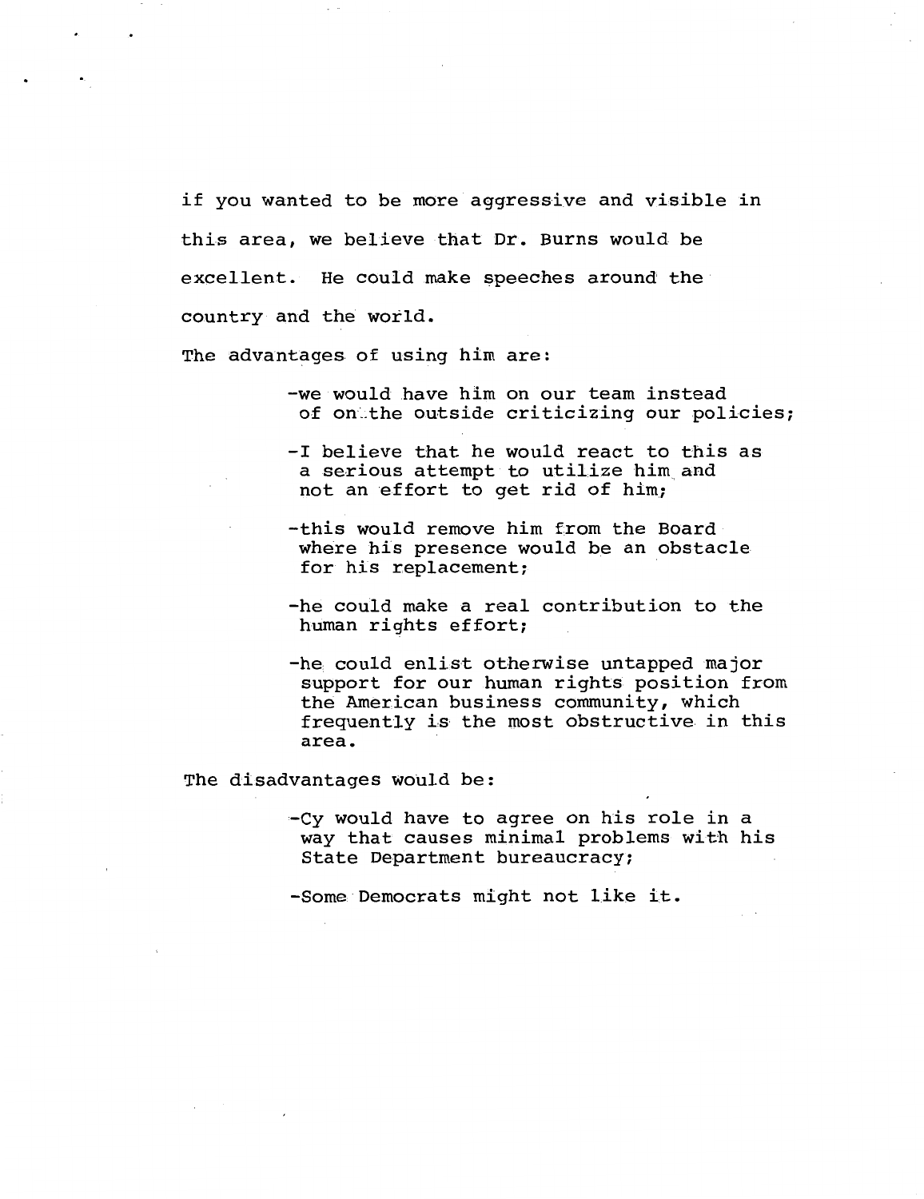if you wanted to be more aggressive and visible in this area, we believe that Dr. Burns would be excellent. He could make speeches around the country and the world.

The advantages of using him are:

- we would have him on our team instead of on the outside criticizing our policies;
- I believe that he would react to this as a serious attempt to utilize him and not an effort to get rid of him;
- this would remove him from the Board where his presence would be an obstacle for his replacement;
- he could make a real contribution to the human rights effort;
- he could enlist otherwise untapped major support for our human rights position from the American business community, which frequently is the most obstructive in this area.

The disadvantages would be:

- Cy would have to agree on his role in a way that causes minimal problems with his State Department bureaucracy;
- Some Democrats might not like it.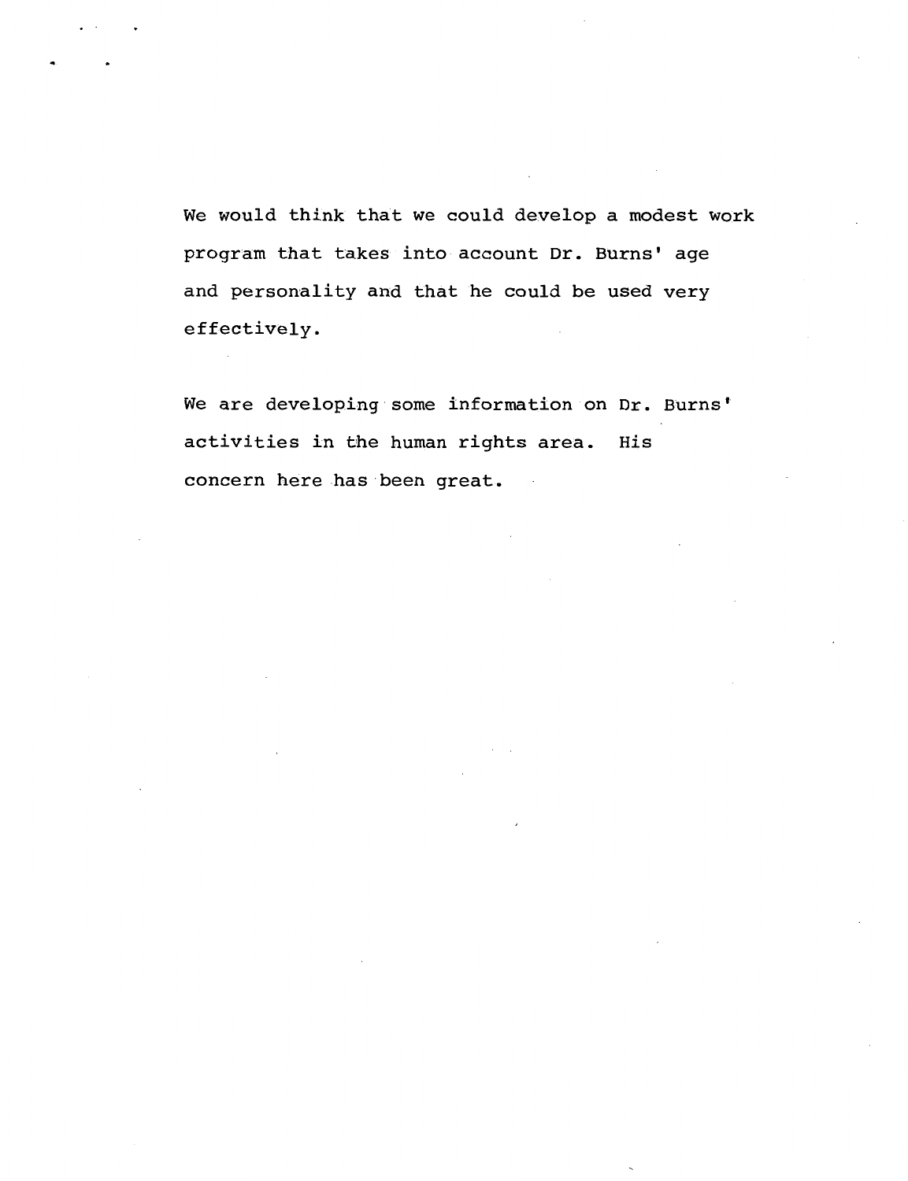We would think that we could develop a modest work program that takes into account Dr. Burns' age and personality and that he could be used very effectively.

We are developing some information on Dr. Burns' activities in the human rights area. His concern here has been great.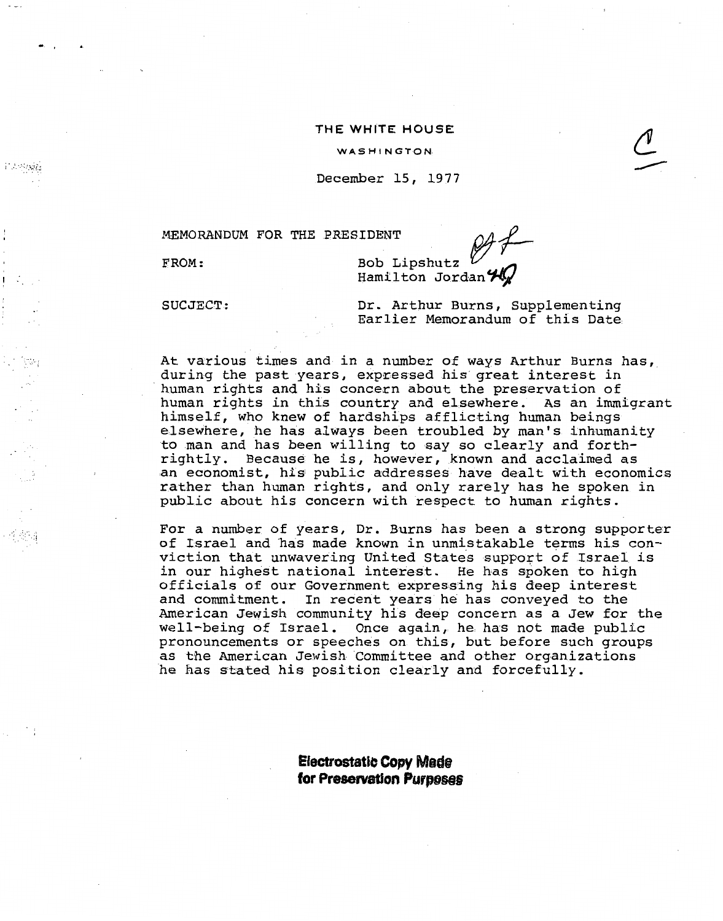THE WHITE HOUSE

WASHINGTON

December 15, 1977

MEMORANDUM FOR THE PRESIDENT

FROM: Bob Lipshutz
Hamilton Jordan

SUCJECT: Dr. Arthur Burns, Supplementing Earlier Memorandum of this Date

At various times and in a number of ways Arthur Burns has, during the past years, expressed his great interest in human rights and his concern about the preservation of human rights in this country and elsewhere. As an immigrant himself, who knew of hardships afflicting human beings elsewhere, he has always been troubled by man's inhumanity to man and has been willing to say so clearly and forthrightly. Because he is, however, known and acclaimed as an economist, his public addresses have dealt with economics rather than human rights, and only rarely has he spoken in public about his concern with respect to human rights.

For a number of years, Dr. Burns has been a strong supporter of Israel and has made known in unmistakable terms his conviction that unwavering United States support of Israel is in our highest national interest. He has spoken to high officials of our Government expressing his deep interest and commitment. In recent years he has conveyed to the American Jewish community his deep concern as a Jew for the well-being of Israel. Once again, he has not made public pronouncements or speeches on this, but before such groups as the American Jewish Committee and other organizations he has stated his position clearly and forcefully.

**Electrostatic Copy Made for Preservation Purposes**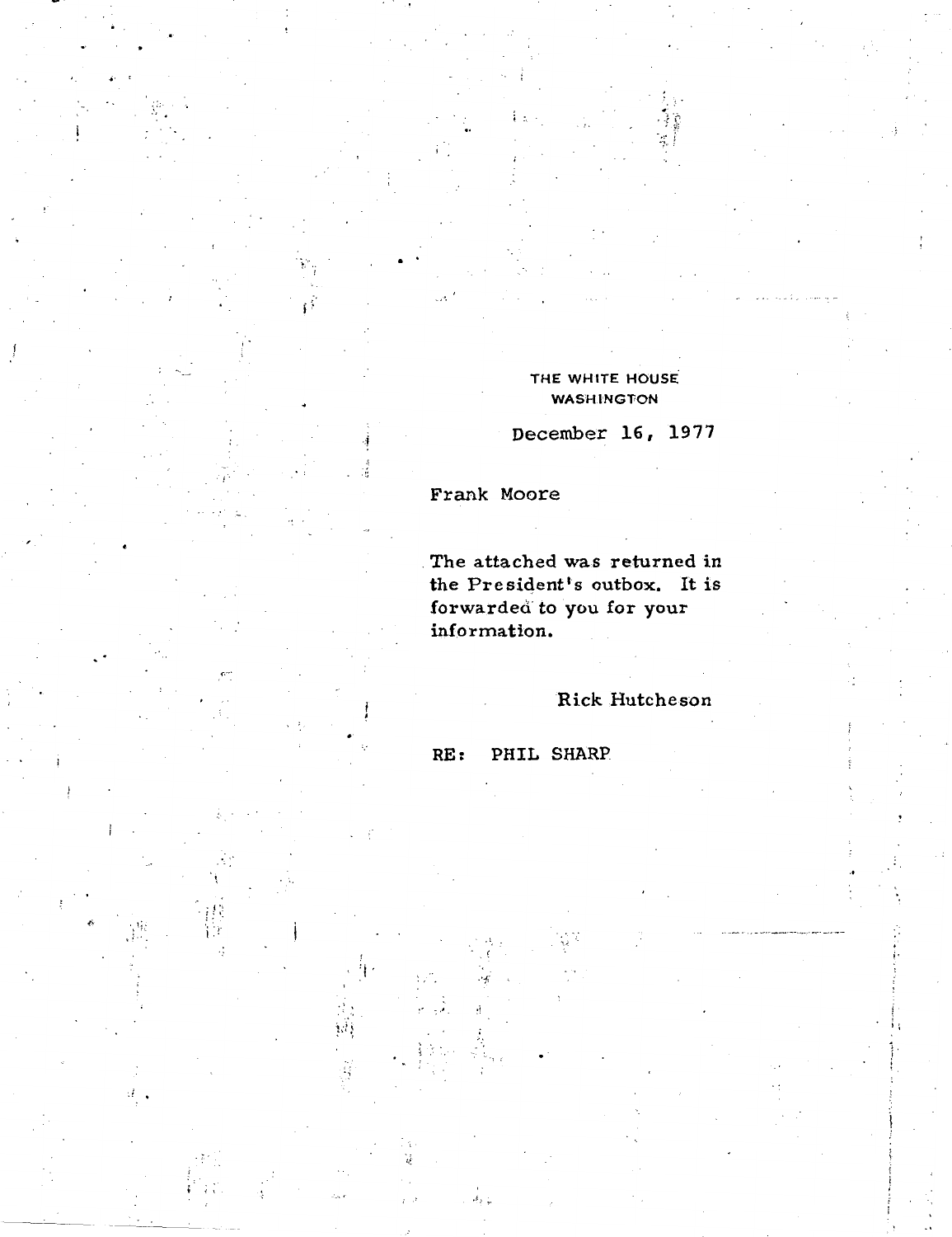THE WHITE HOUSE
WASHINGTON

December 16, 1977

Frank Moore

The attached was returned in the President's outbox. It is forwarded to you for your information.

Rick Hutcheson

RE: PHIL SHARP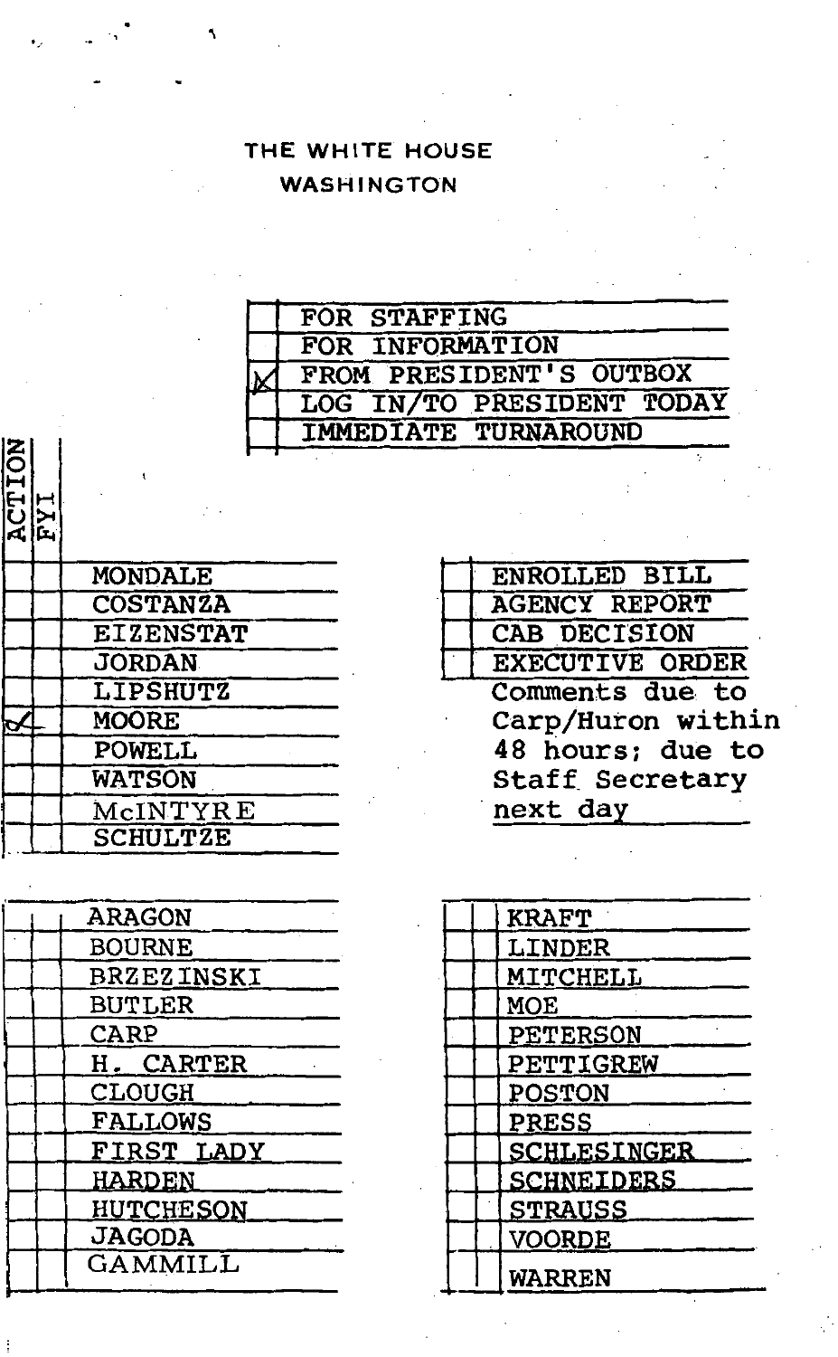THE WHITE HOUSE
WASHINGTON

| | |
|---|---|
| | FOR STAFFING |
| | FOR INFORMATION |
| ✓ | FROM PRESIDENT'S OUTBOX |
| | LOG IN/TO PRESIDENT TODAY |
| | IMMEDIATE TURNAROUND |

| ACTION | FYI | |
|---|---|---|
| | | MONDALE |
| | | COSTANZA |
| | | EIZENSTAT |
| | | JORDAN |
| | | LIPSHUTZ |
| ✓ | | MOORE |
| | | POWELL |
| | | WATSON |
| | | McINTYRE |
| | | SCHULTZE |

| | |
|---|---|
| | ENROLLED BILL |
| | AGENCY REPORT |
| | CAB DECISION |
| | EXECUTIVE ORDER |

Comments due to Carp/Huron within 48 hours; due to Staff Secretary next day

| | | |
|---|---|---|
| | | ARAGON |
| | | BOURNE |
| | | BRZEZINSKI |
| | | BUTLER |
| | | CARP |
| | | H. CARTER |
| | | CLOUGH |
| | | FALLOWS |
| | | FIRST LADY |
| | | HARDEN |
| | | HUTCHESON |
| | | JAGODA |
| | | GAMMILL |

| | | |
|---|---|---|
| | | KRAFT |
| | | LINDER |
| | | MITCHELL |
| | | MOE |
| | | PETERSON |
| | | PETTIGREW |
| | | POSTON |
| | | PRESS |
| | | SCHLESINGER |
| | | SCHNEIDERS |
| | | STRAUSS |
| | | VOORDE |
| | | WARREN |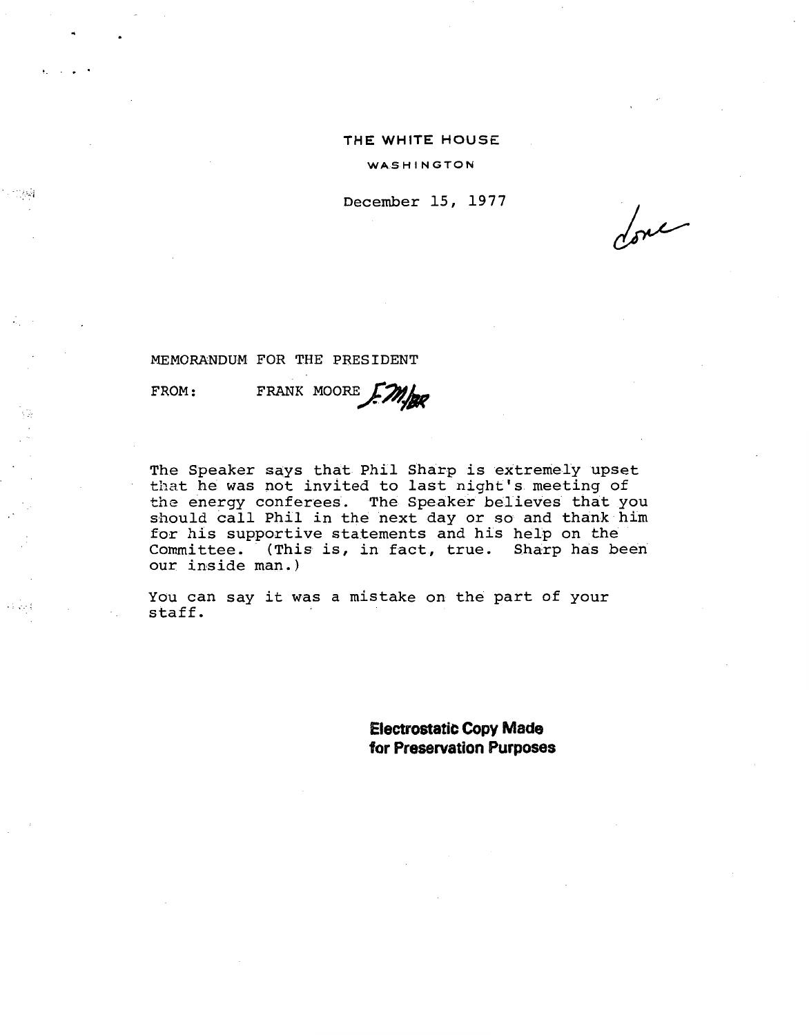THE WHITE HOUSE

WASHINGTON

December 15, 1977

done

MEMORANDUM FOR THE PRESIDENT

FROM: FRANK MOORE F.M./BR

The Speaker says that Phil Sharp is extremely upset that he was not invited to last night's meeting of the energy conferees. The Speaker believes that you should call Phil in the next day or so and thank him for his supportive statements and his help on the Committee. (This is, in fact, true. Sharp has been our inside man.)

You can say it was a mistake on the part of your staff.

**Electrostatic Copy Made for Preservation Purposes**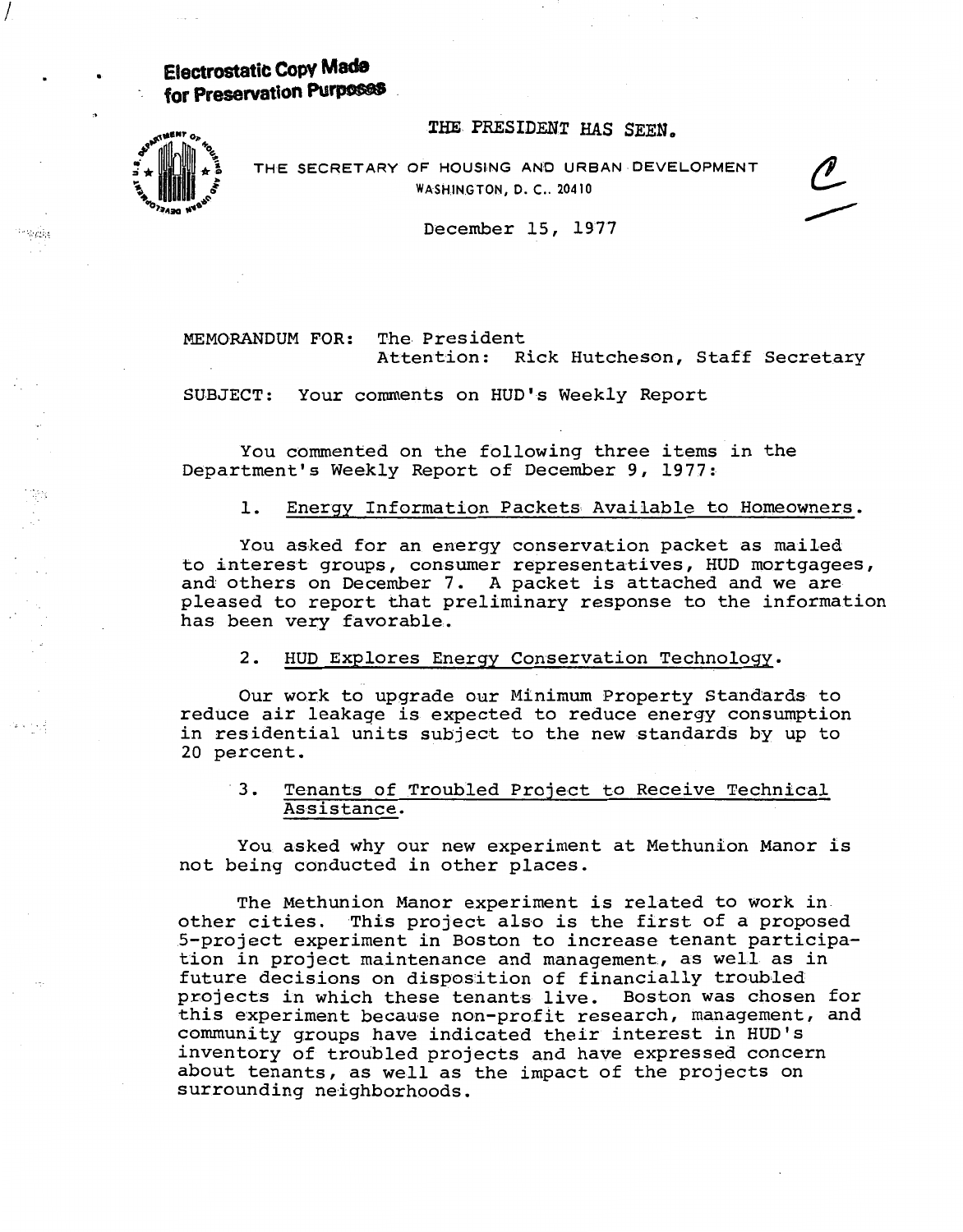Electrostatic Copy Made for Preservation Purposes

THE PRESIDENT HAS SEEN.

THE SECRETARY OF HOUSING AND URBAN DEVELOPMENT
WASHINGTON, D. C. 20410

December 15, 1977

C

MEMORANDUM FOR: The President
Attention: Rick Hutcheson, Staff Secretary

SUBJECT: Your comments on HUD's Weekly Report

You commented on the following three items in the Department's Weekly Report of December 9, 1977:

1. Energy Information Packets Available to Homeowners.

You asked for an energy conservation packet as mailed to interest groups, consumer representatives, HUD mortgagees, and others on December 7. A packet is attached and we are pleased to report that preliminary response to the information has been very favorable.

2. HUD Explores Energy Conservation Technology.

Our work to upgrade our Minimum Property Standards to reduce air leakage is expected to reduce energy consumption in residential units subject to the new standards by up to 20 percent.

3. Tenants of Troubled Project to Receive Technical Assistance.

You asked why our new experiment at Methunion Manor is not being conducted in other places.

The Methunion Manor experiment is related to work in other cities. This project also is the first of a proposed 5-project experiment in Boston to increase tenant participation in project maintenance and management, as well as in future decisions on disposition of financially troubled projects in which these tenants live. Boston was chosen for this experiment because non-profit research, management, and community groups have indicated their interest in HUD's inventory of troubled projects and have expressed concern about tenants, as well as the impact of the projects on surrounding neighborhoods.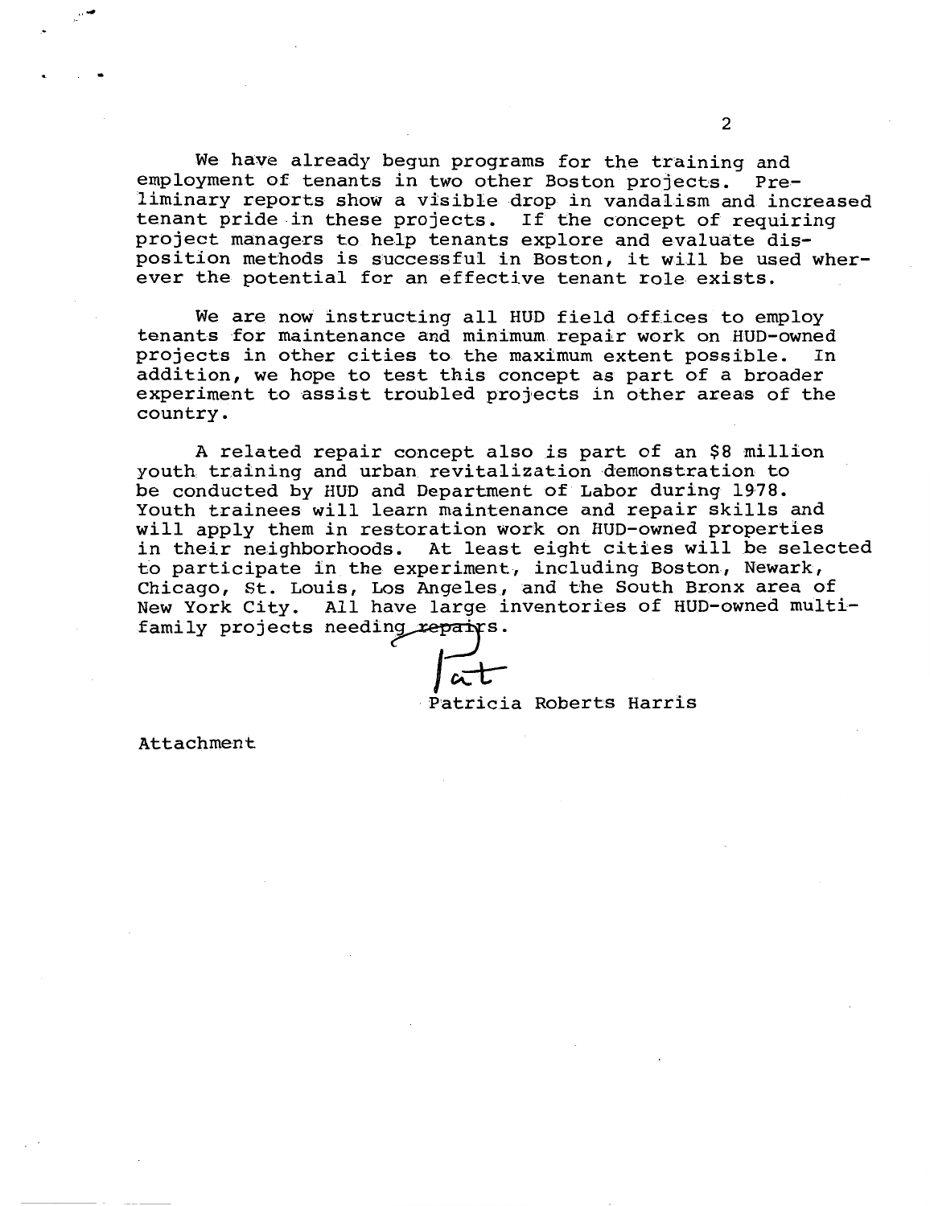We have already begun programs for the training and employment of tenants in two other Boston projects. Preliminary reports show a visible drop in vandalism and increased tenant pride in these projects. If the concept of requiring project managers to help tenants explore and evaluate disposition methods is successful in Boston, it will be used wherever the potential for an effective tenant role exists.

We are now instructing all HUD field offices to employ tenants for maintenance and minimum repair work on HUD-owned projects in other cities to the maximum extent possible. In addition, we hope to test this concept as part of a broader experiment to assist troubled projects in other areas of the country.

A related repair concept also is part of an $8 million youth training and urban revitalization demonstration to be conducted by HUD and Department of Labor during 1978. Youth trainees will learn maintenance and repair skills and will apply them in restoration work on HUD-owned properties in their neighborhoods. At least eight cities will be selected to participate in the experiment, including Boston, Newark, Chicago, St. Louis, Los Angeles, and the South Bronx area of New York City. All have large inventories of HUD-owned multi-family projects needing repairs.

Pat

Patricia Roberts Harris

Attachment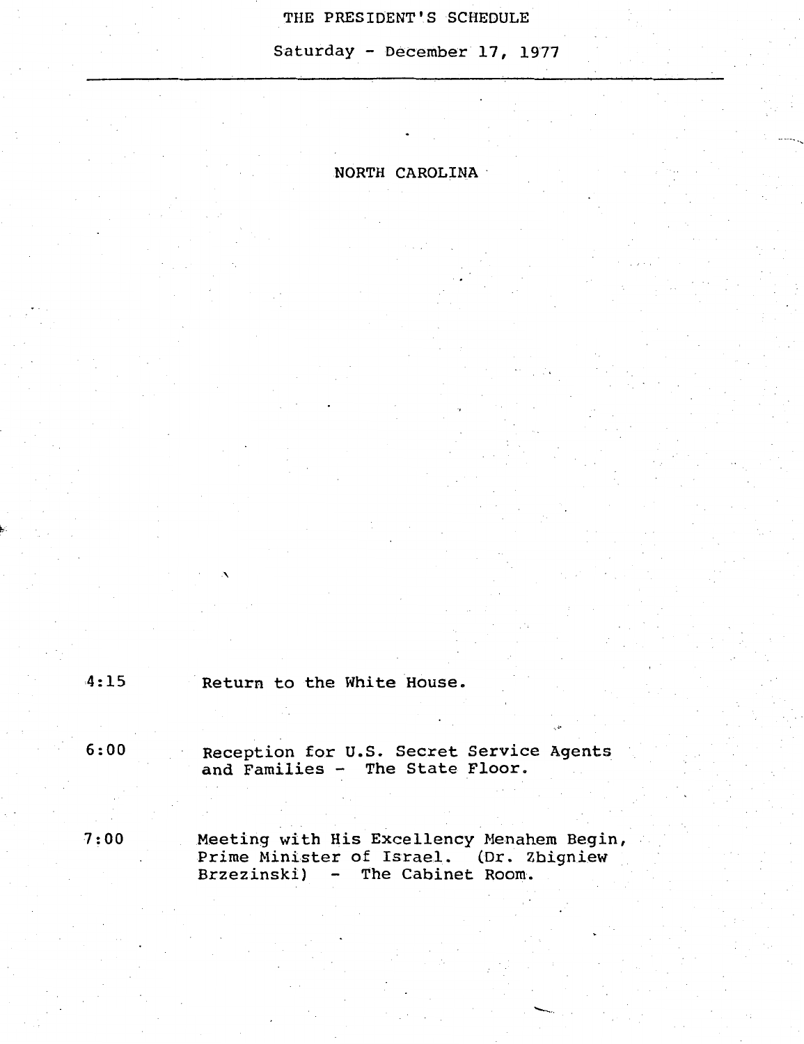# THE PRESIDENT'S SCHEDULE

Saturday - December 17, 1977

---

NORTH CAROLINA

4:15 Return to the White House.

6:00 Reception for U.S. Secret Service Agents and Families - The State Floor.

7:00 Meeting with His Excellency Menahem Begin, Prime Minister of Israel. (Dr. Zbigniew Brzezinski) - The Cabinet Room.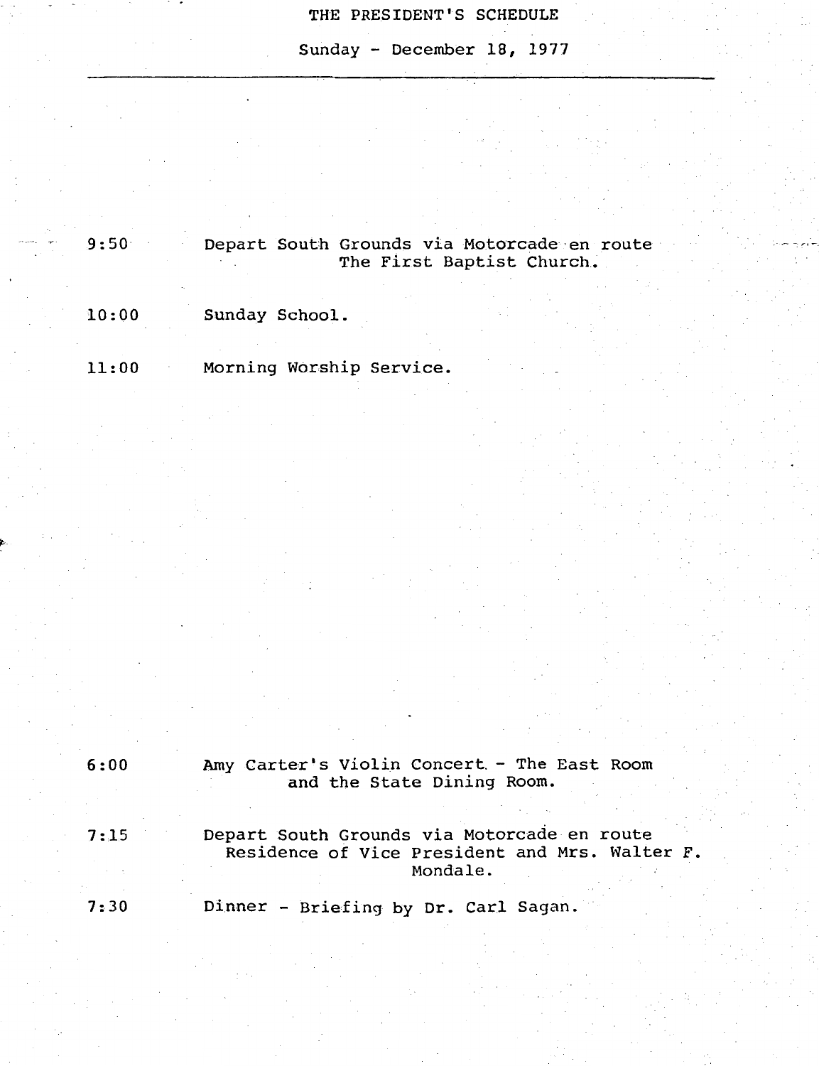# THE PRESIDENT'S SCHEDULE

Sunday - December 18, 1977

---

9:50 Depart South Grounds via Motorcade en route The First Baptist Church.

10:00 Sunday School.

11:00 Morning Worship Service.

6:00 Amy Carter's Violin Concert - The East Room and the State Dining Room.

7:15 Depart South Grounds via Motorcade en route Residence of Vice President and Mrs. Walter F. Mondale.

7:30 Dinner - Briefing by Dr. Carl Sagan.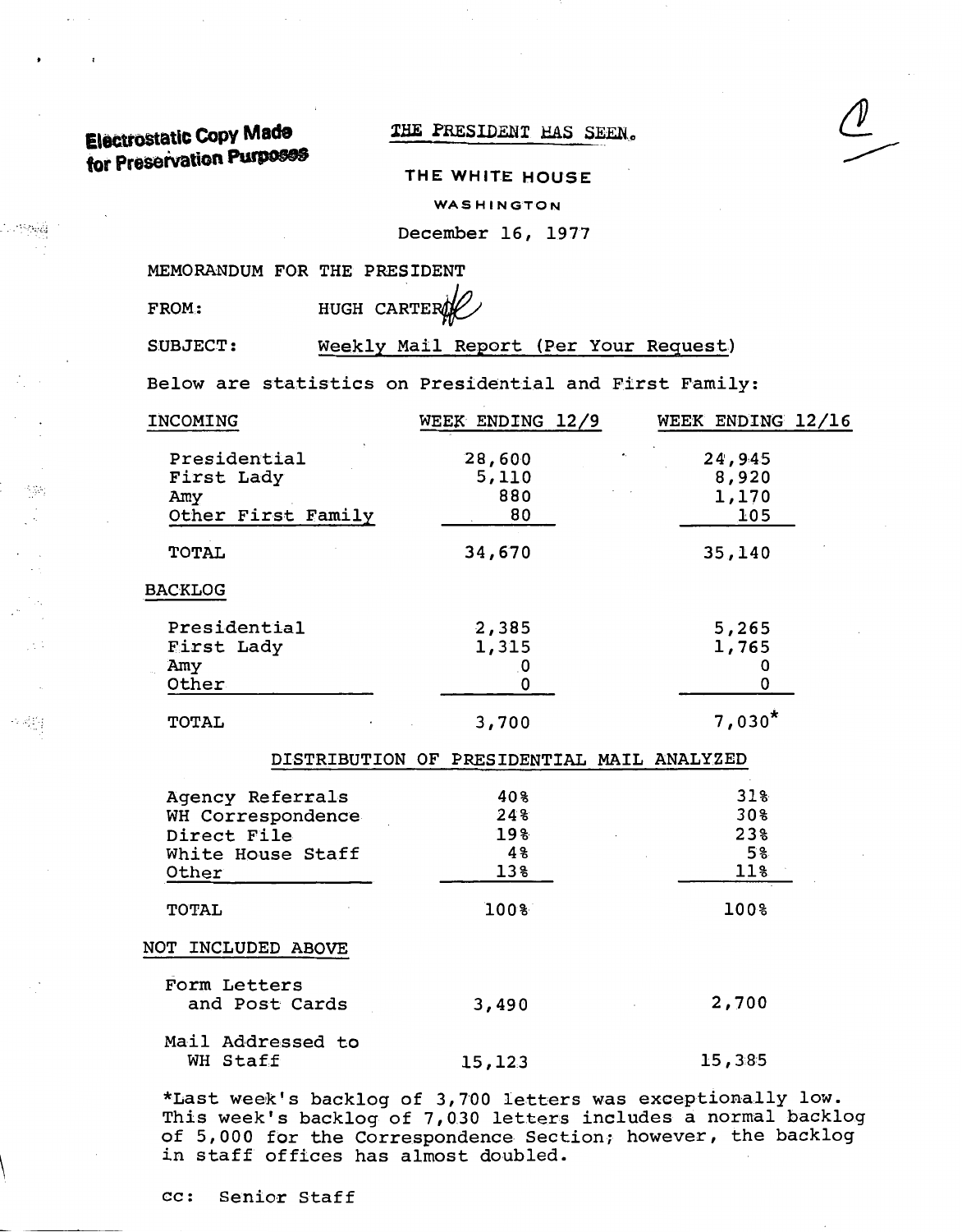Electrostatic Copy Made for Preservation Purposes

THE PRESIDENT HAS SEEN.

THE WHITE HOUSE

WASHINGTON

December 16, 1977

MEMORANDUM FOR THE PRESIDENT

FROM: HUGH CARTER

SUBJECT: Weekly Mail Report (Per Your Request)

Below are statistics on Presidential and First Family:

| INCOMING | WEEK ENDING 12/9 | WEEK ENDING 12/16 |
|---|---|---|
| Presidential | 28,600 | 24,945 |
| First Lady | 5,110 | 8,920 |
| Amy | 880 | 1,170 |
| Other First Family | 80 | 105 |
| TOTAL | 34,670 | 35,140 |
| **BACKLOG** | | |
| Presidential | 2,385 | 5,265 |
| First Lady | 1,315 | 1,765 |
| Amy | 0 | 0 |
| Other | 0 | 0 |
| TOTAL | 3,700 | 7,030* |

DISTRIBUTION OF PRESIDENTIAL MAIL ANALYZED

| | WEEK ENDING 12/9 | WEEK ENDING 12/16 |
|---|---|---|
| Agency Referrals | 40% | 31% |
| WH Correspondence | 24% | 30% |
| Direct File | 19% | 23% |
| White House Staff | 4% | 5% |
| Other | 13% | 11% |
| TOTAL | 100% | 100% |
| **NOT INCLUDED ABOVE** | | |
| Form Letters and Post Cards | 3,490 | 2,700 |
| Mail Addressed to WH Staff | 15,123 | 15,385 |

*Last week's backlog of 3,700 letters was exceptionally low. This week's backlog of 7,030 letters includes a normal backlog of 5,000 for the Correspondence Section; however, the backlog in staff offices has almost doubled.

cc: Senior Staff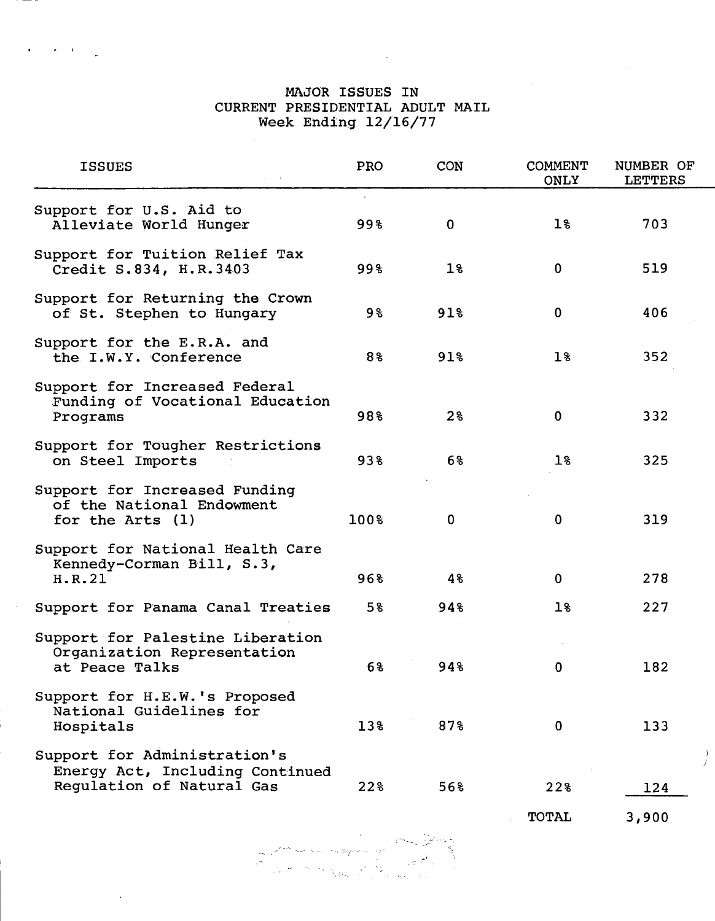# MAJOR ISSUES IN CURRENT PRESIDENTIAL ADULT MAIL

## Week Ending 12/16/77

| ISSUES | PRO | CON | COMMENT ONLY | NUMBER OF LETTERS |
|---|---|---|---|---|
| Support for U.S. Aid to Alleviate World Hunger | 99% | 0 | 1% | 703 |
| Support for Tuition Relief Tax Credit S.834, H.R.3403 | 99% | 1% | 0 | 519 |
| Support for Returning the Crown of St. Stephen to Hungary | 9% | 91% | 0 | 406 |
| Support for the E.R.A. and the I.W.Y. Conference | 8% | 91% | 1% | 352 |
| Support for Increased Federal Funding of Vocational Education Programs | 98% | 2% | 0 | 332 |
| Support for Tougher Restrictions on Steel Imports | 93% | 6% | 1% | 325 |
| Support for Increased Funding of the National Endowment for the Arts (1) | 100% | 0 | 0 | 319 |
| Support for National Health Care Kennedy-Corman Bill, S.3, H.R.21 | 96% | 4% | 0 | 278 |
| Support for Panama Canal Treaties | 5% | 94% | 1% | 227 |
| Support for Palestine Liberation Organization Representation at Peace Talks | 6% | 94% | 0 | 182 |
| Support for H.E.W.'s Proposed National Guidelines for Hospitals | 13% | 87% | 0 | 133 |
| Support for Administration's Energy Act, Including Continued Regulation of Natural Gas | 22% | 56% | 22% | 124 |
| | | | TOTAL | 3,900 |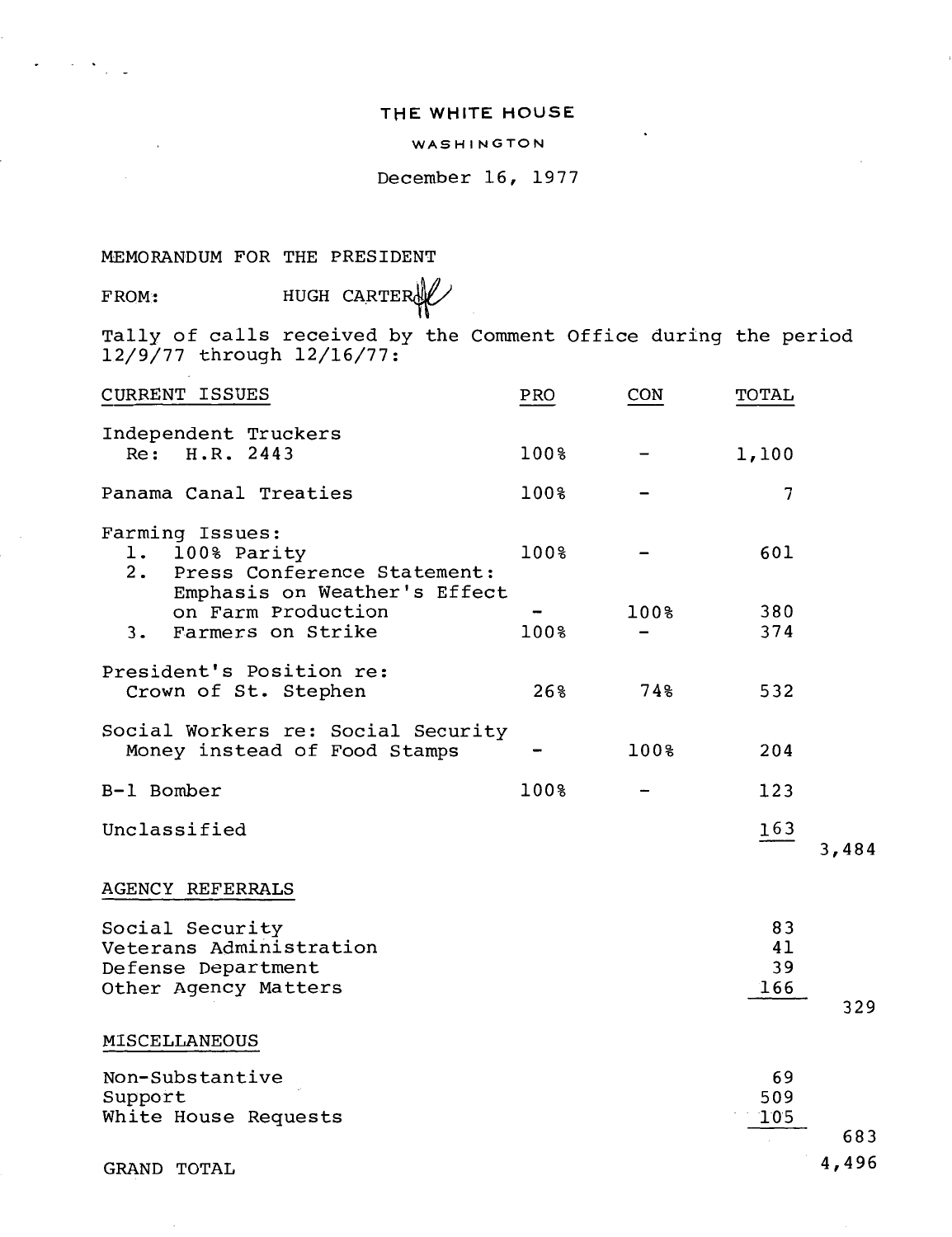THE WHITE HOUSE

WASHINGTON

December 16, 1977

MEMORANDUM FOR THE PRESIDENT

FROM: HUGH CARTER

Tally of calls received by the Comment Office during the period 12/9/77 through 12/16/77:

| CURRENT ISSUES | PRO | CON | TOTAL | |
|---|---|---|---|---|
| Independent Truckers Re: H.R. 2443 | 100% | - | 1,100 | |
| Panama Canal Treaties | 100% | - | 7 | |
| Farming Issues: | | | | |
| 1. 100% Parity | 100% | - | 601 | |
| 2. Press Conference Statement: Emphasis on Weather's Effect on Farm Production | - | 100% | 380 | |
| 3. Farmers on Strike | 100% | - | 374 | |
| President's Position re: Crown of St. Stephen | 26% | 74% | 532 | |
| Social Workers re: Social Security Money instead of Food Stamps | - | 100% | 204 | |
| B-1 Bomber | 100% | - | 123 | |
| Unclassified | | | 163 | |
| | | | | 3,484 |
| AGENCY REFERRALS | | | | |
| Social Security | | | 83 | |
| Veterans Administration | | | 41 | |
| Defense Department | | | 39 | |
| Other Agency Matters | | | 166 | |
| | | | | 329 |
| MISCELLANEOUS | | | | |
| Non-Substantive | | | 69 | |
| Support | | | 509 | |
| White House Requests | | | 105 | |
| | | | | 683 |
| GRAND TOTAL | | | | 4,496 |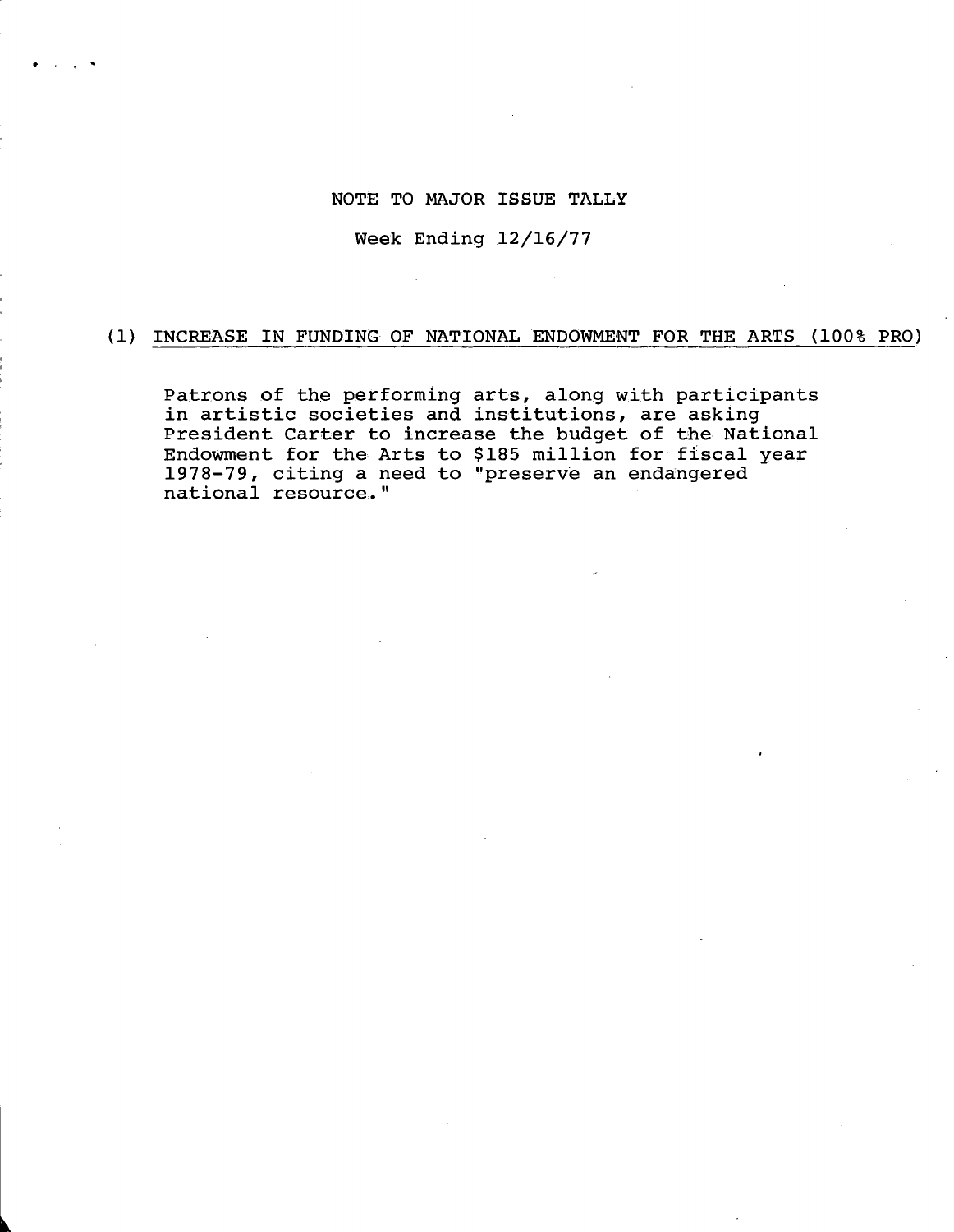NOTE TO MAJOR ISSUE TALLY

Week Ending 12/16/77

(1) <u>INCREASE IN FUNDING OF NATIONAL ENDOWMENT FOR THE ARTS (100% PRO)</u>

Patrons of the performing arts, along with participants in artistic societies and institutions, are asking President Carter to increase the budget of the National Endowment for the Arts to $185 million for fiscal year 1978-79, citing a need to "preserve an endangered national resource."